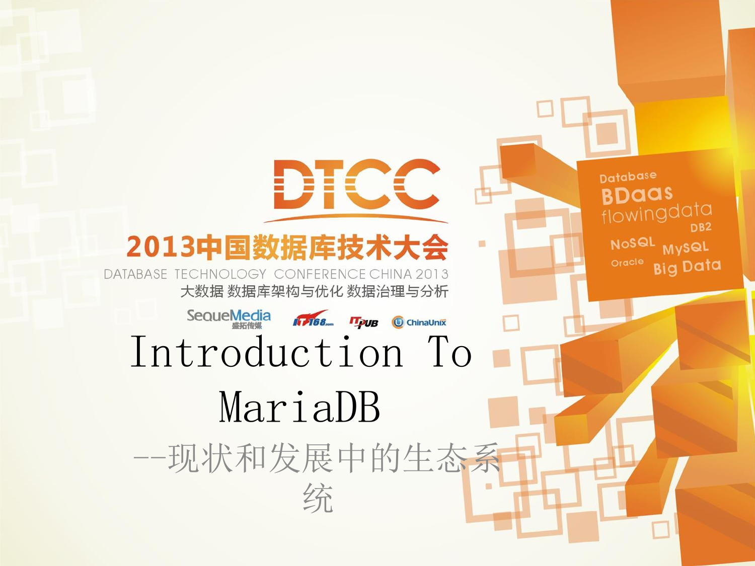DTCC

2013中国数据库技术大会

DATABASE TECHNOLOGY CONFERENCE CHINA 2013

大数据 数据库架构与优化 数据治理与分析

# Introduction To MariaDB

## --现状和发展中的生态系统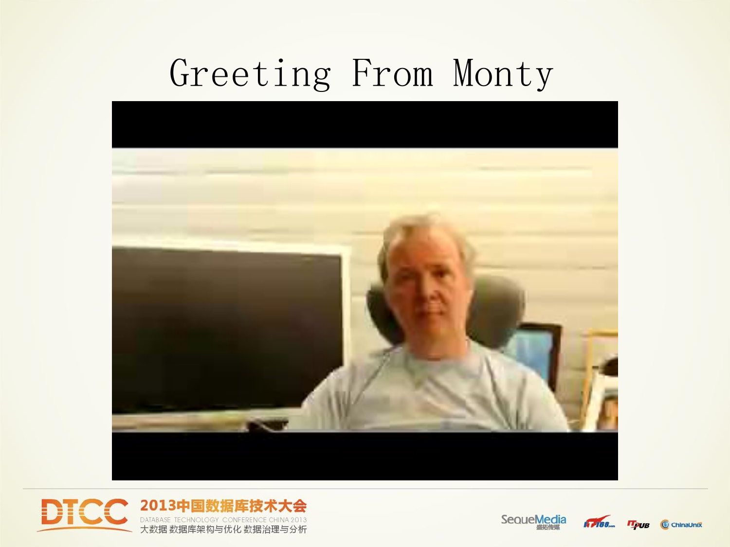# Greeting From Monty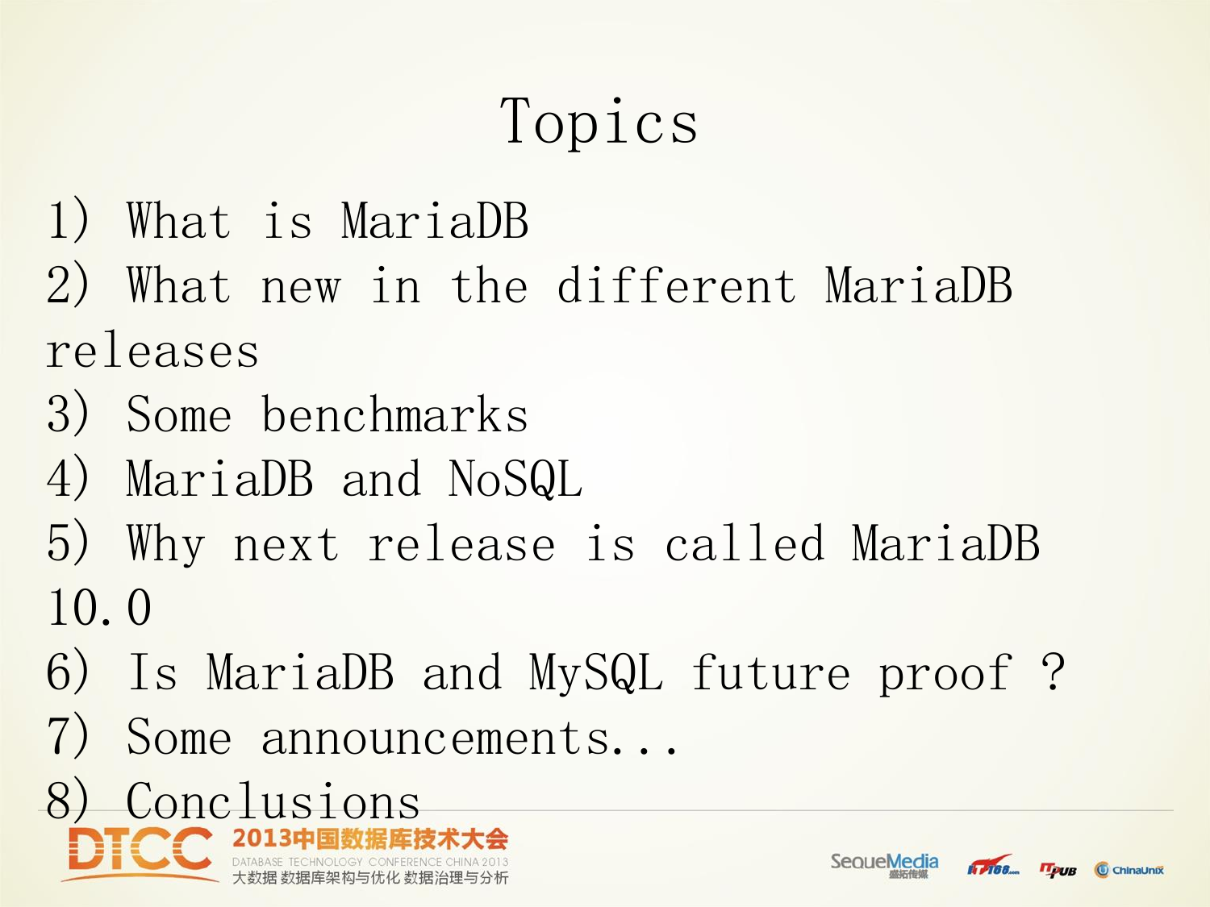# Topics

1) What is MariaDB
2) What new in the different MariaDB releases
3) Some benchmarks
4) MariaDB and NoSQL
5) Why next release is called MariaDB 10.0
6) Is MariaDB and MySQL future proof ?
7) Some announcements...
8) Conclusions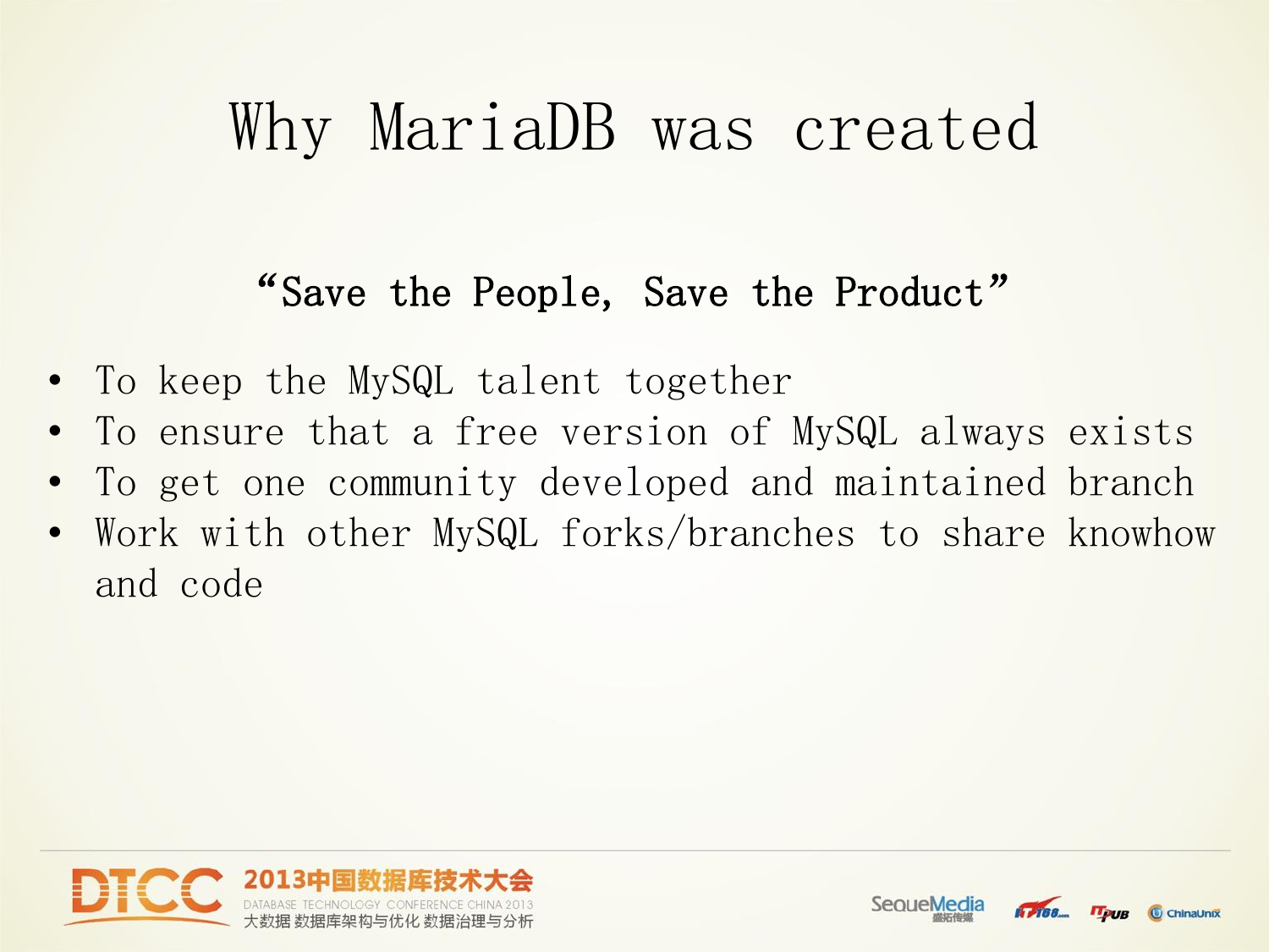# Why MariaDB was created

**“Save the People, Save the Product”**

- To keep the MySQL talent together
- To ensure that a free version of MySQL always exists
- To get one community developed and maintained branch
- Work with other MySQL forks/branches to share knowhow and code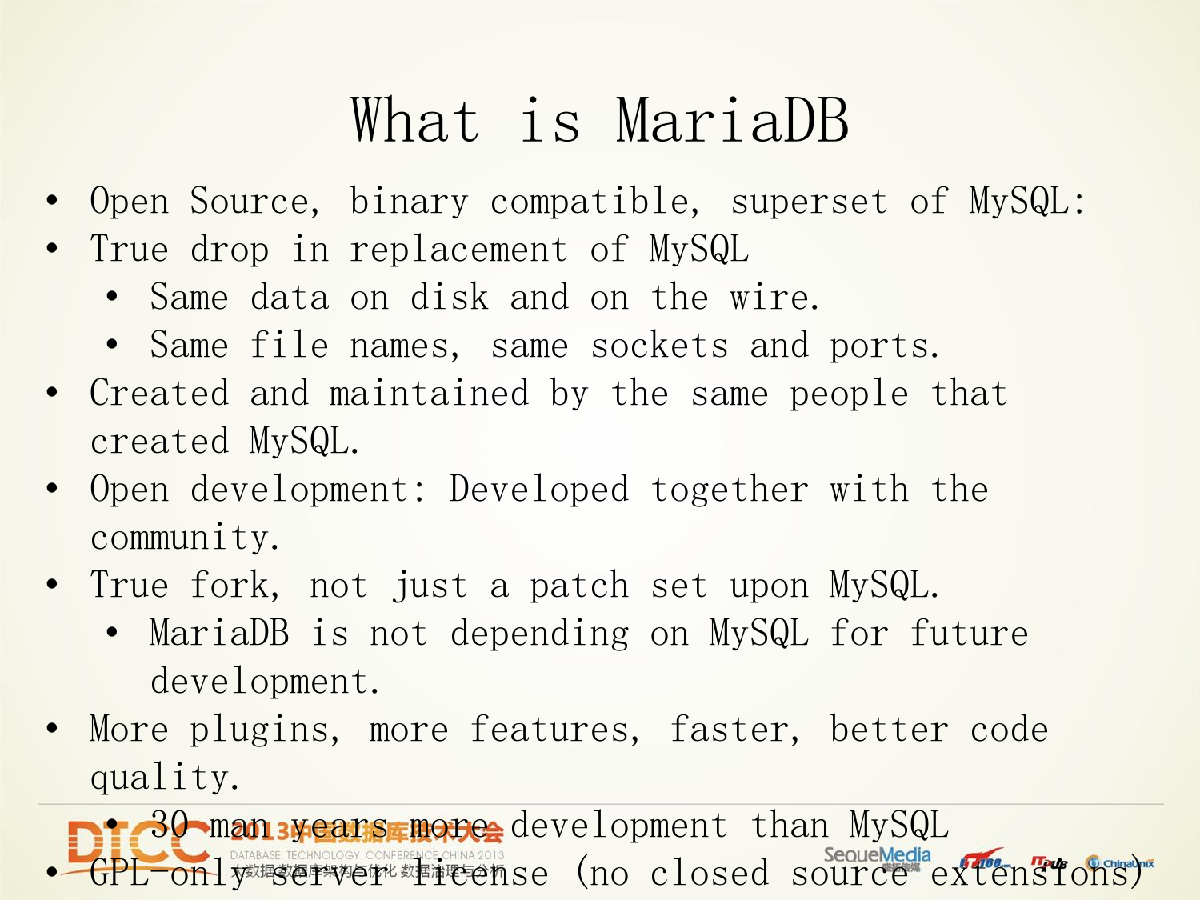# What is MariaDB

- Open Source, binary compatible, superset of MySQL:
- True drop in replacement of MySQL
  - Same data on disk and on the wire.
  - Same file names, same sockets and ports.
- Created and maintained by the same people that created MySQL.
- Open development: Developed together with the community.
- True fork, not just a patch set upon MySQL.
  - MariaDB is not depending on MySQL for future development.
- More plugins, more features, faster, better code quality.
  - 30 man years more development than MySQL
- GPL-only server license (no closed source extensions)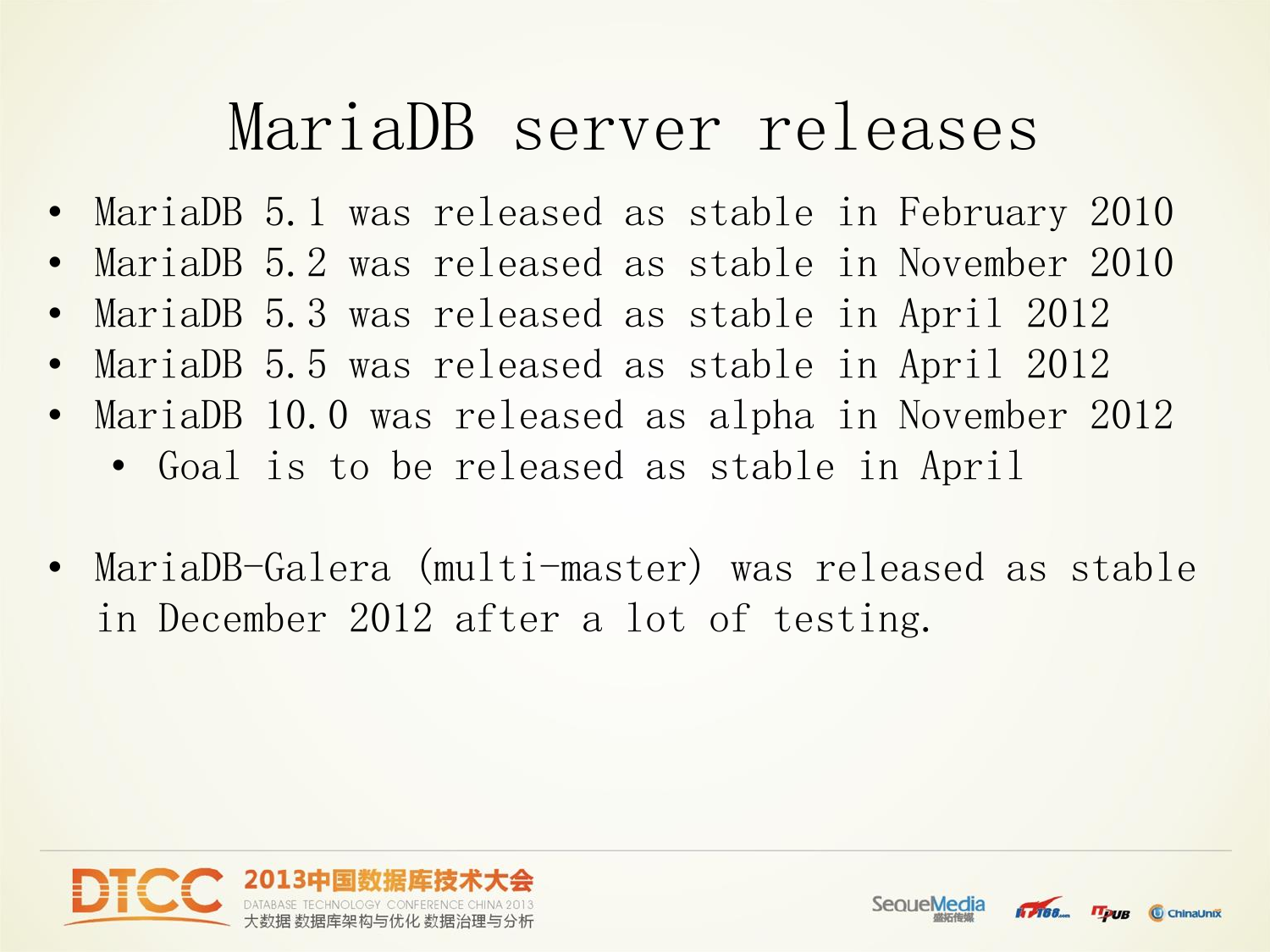# MariaDB server releases

- MariaDB 5.1 was released as stable in February 2010
- MariaDB 5.2 was released as stable in November 2010
- MariaDB 5.3 was released as stable in April 2012
- MariaDB 5.5 was released as stable in April 2012
- MariaDB 10.0 was released as alpha in November 2012
  - Goal is to be released as stable in April

- MariaDB-Galera (multi-master) was released as stable in December 2012 after a lot of testing.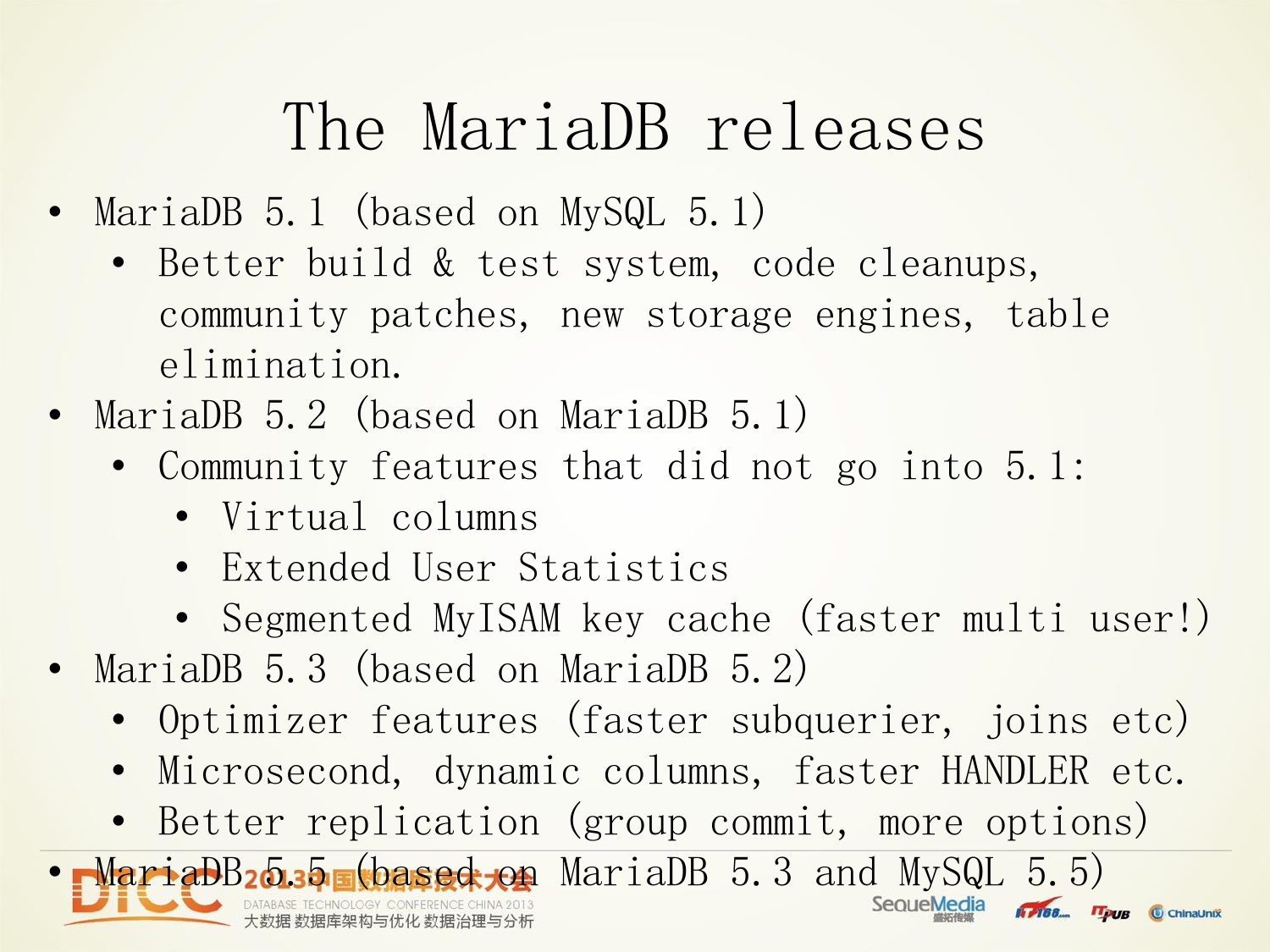# The MariaDB releases

- MariaDB 5.1 (based on MySQL 5.1)
  - Better build & test system, code cleanups, community patches, new storage engines, table elimination.
- MariaDB 5.2 (based on MariaDB 5.1)
  - Community features that did not go into 5.1:
    - Virtual columns
    - Extended User Statistics
    - Segmented MyISAM key cache (faster multi user!)
- MariaDB 5.3 (based on MariaDB 5.2)
  - Optimizer features (faster subquerier, joins etc)
  - Microsecond, dynamic columns, faster HANDLER etc.
  - Better replication (group commit, more options)
- MariaDB 5.5 (based on MariaDB 5.3 and MySQL 5.5)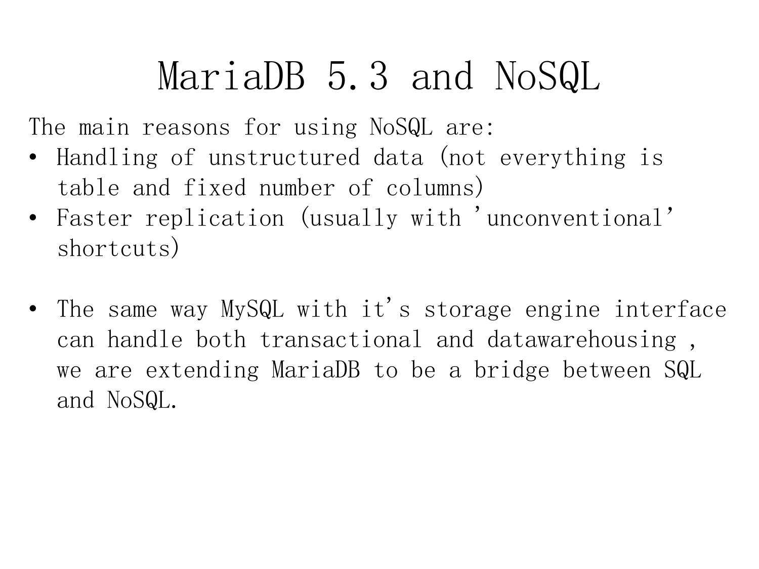# MariaDB 5.3 and NoSQL

The main reasons for using NoSQL are:

- Handling of unstructured data (not everything is table and fixed number of columns)
- Faster replication (usually with 'unconventional' shortcuts)

- The same way MySQL with it's storage engine interface can handle both transactional and datawarehousing , we are extending MariaDB to be a bridge between SQL and NoSQL.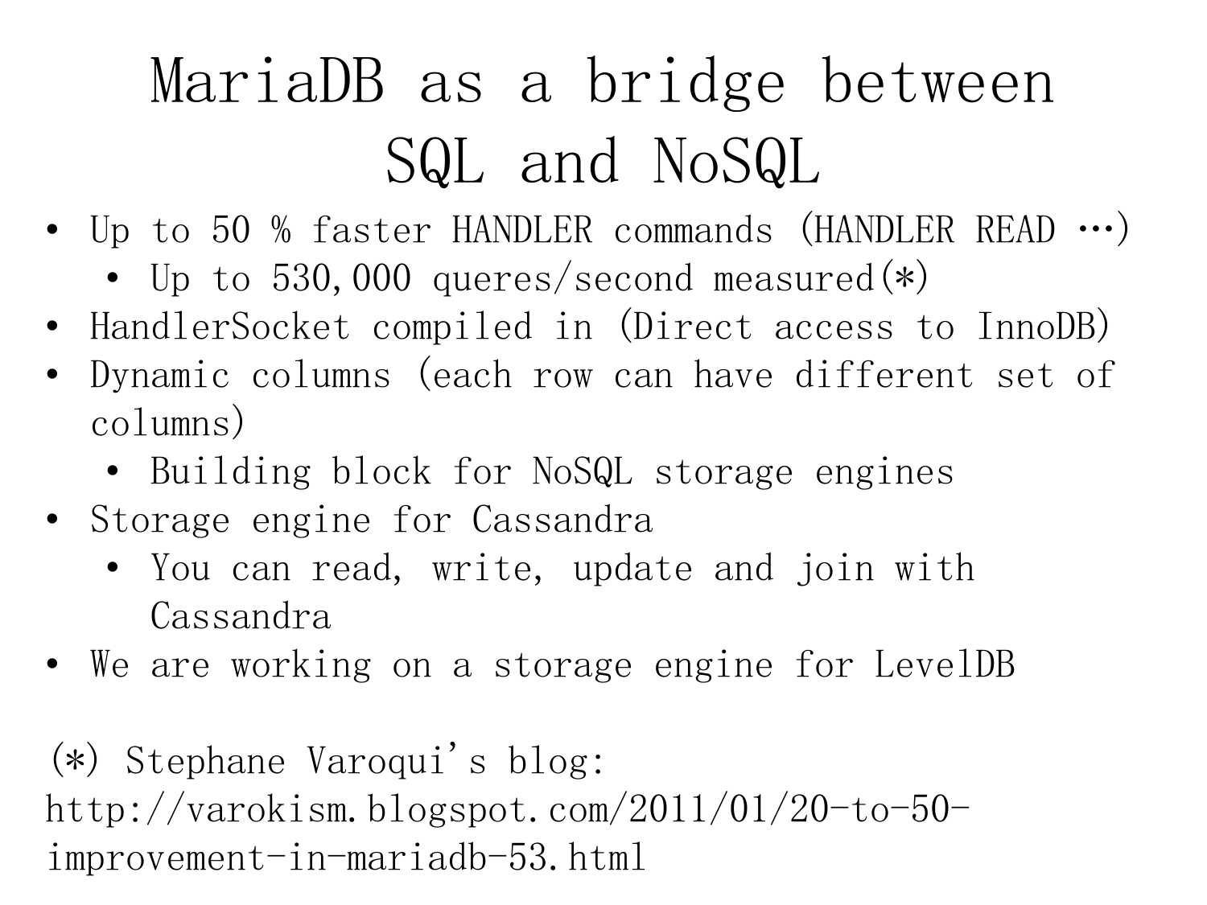# MariaDB as a bridge between SQL and NoSQL

- Up to 50 % faster HANDLER commands (HANDLER READ …)
  - Up to 530,000 queres/second measured(*)
- HandlerSocket compiled in (Direct access to InnoDB)
- Dynamic columns (each row can have different set of columns)
  - Building block for NoSQL storage engines
- Storage engine for Cassandra
  - You can read, write, update and join with Cassandra
- We are working on a storage engine for LevelDB

(*) Stephane Varoqui's blog: http://varokism.blogspot.com/2011/01/20-to-50-improvement-in-mariadb-53.html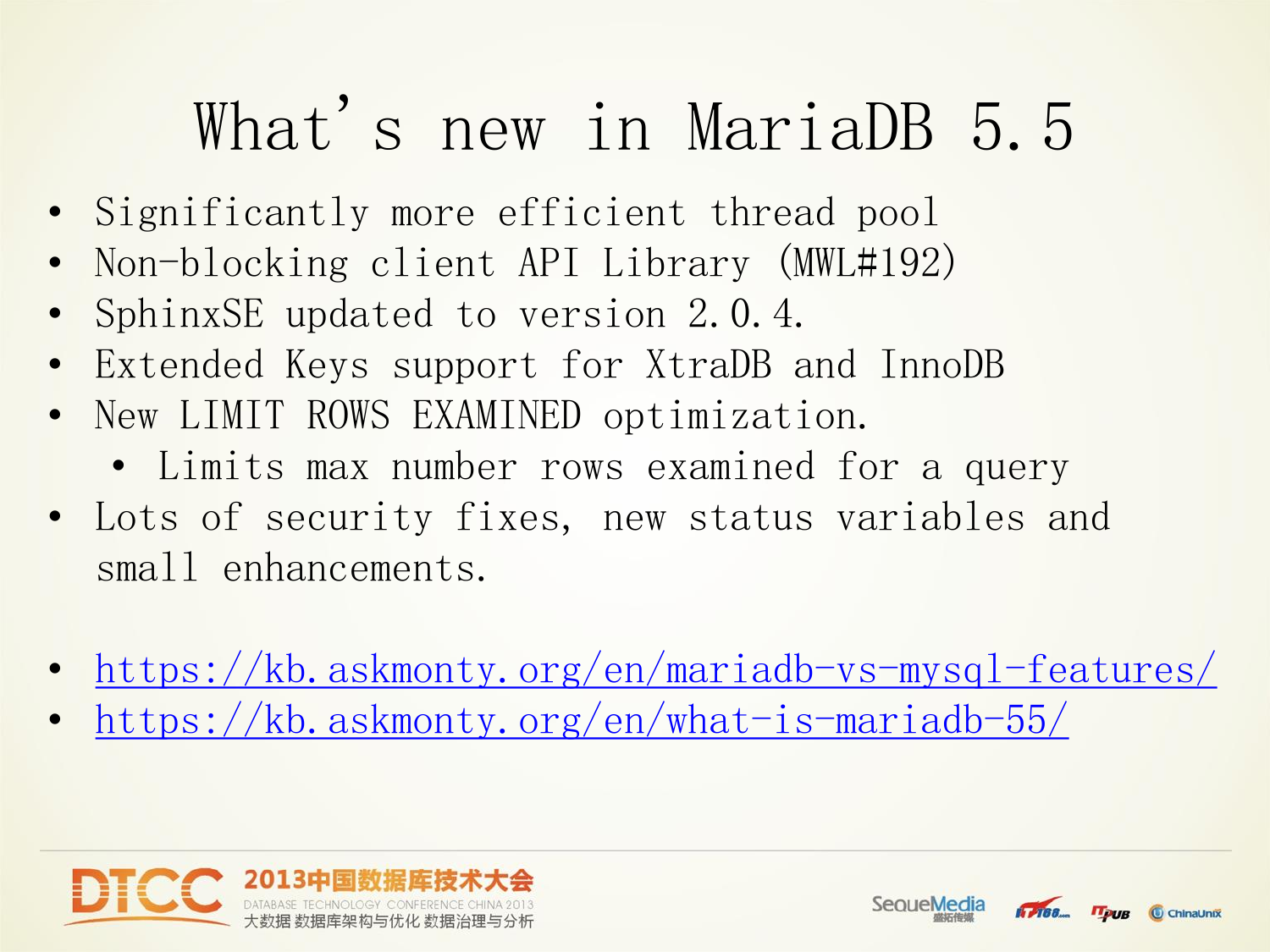# What's new in MariaDB 5.5

- Significantly more efficient thread pool
- Non-blocking client API Library (MWL#192)
- SphinxSE updated to version 2.0.4.
- Extended Keys support for XtraDB and InnoDB
- New LIMIT ROWS EXAMINED optimization.
  - Limits max number rows examined for a query
- Lots of security fixes, new status variables and small enhancements.

- https://kb.askmonty.org/en/mariadb-vs-mysql-features/
- https://kb.askmonty.org/en/what-is-mariadb-55/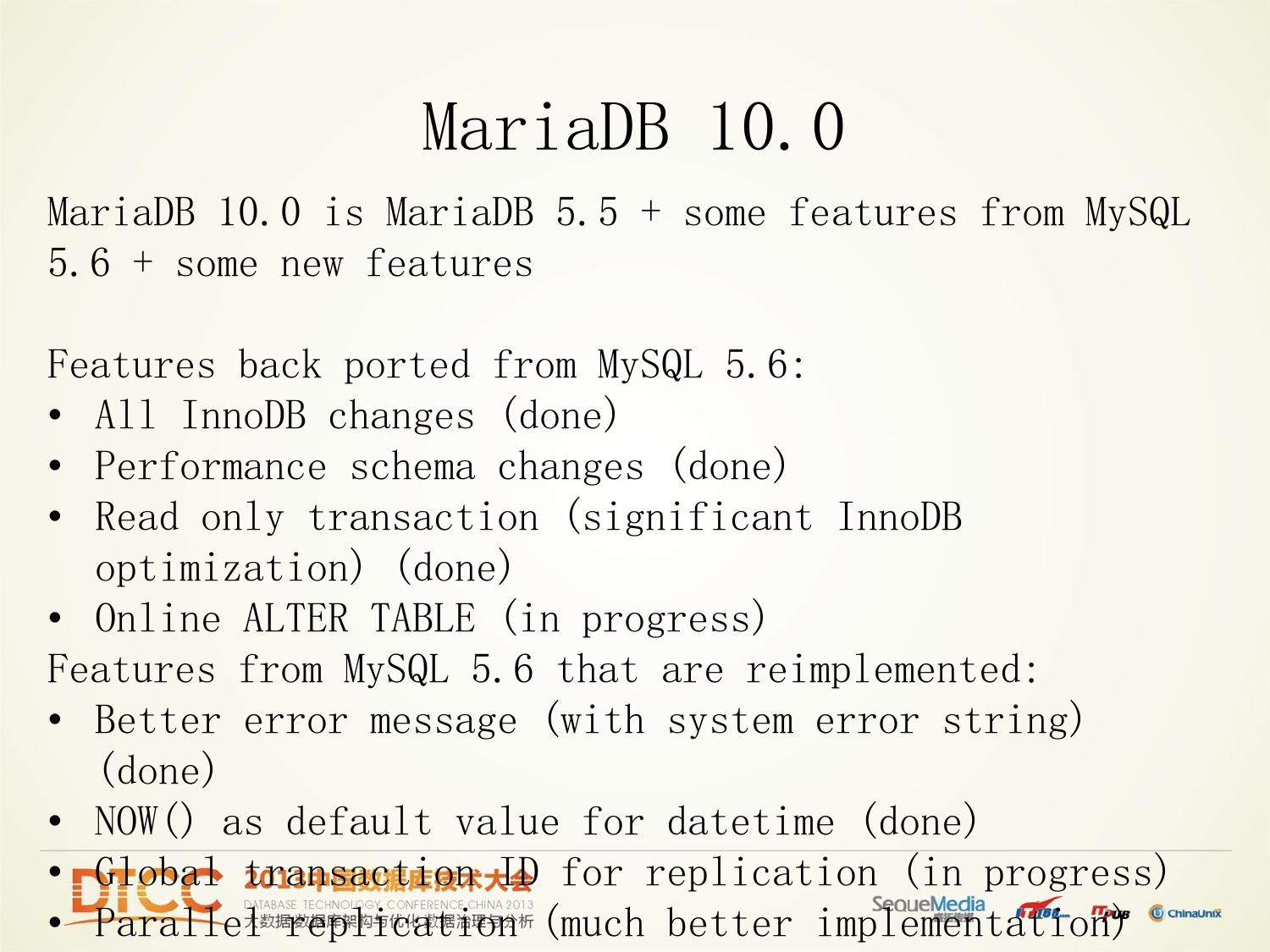# MariaDB 10.0

MariaDB 10.0 is MariaDB 5.5 + some features from MySQL 5.6 + some new features

Features back ported from MySQL 5.6:

- All InnoDB changes (done)
- Performance schema changes (done)
- Read only transaction (significant InnoDB optimization) (done)
- Online ALTER TABLE (in progress)

Features from MySQL 5.6 that are reimplemented:

- Better error message (with system error string) (done)
- NOW() as default value for datetime (done)
- Global transaction ID for replication (in progress)
- Parallel replication (much better implementation)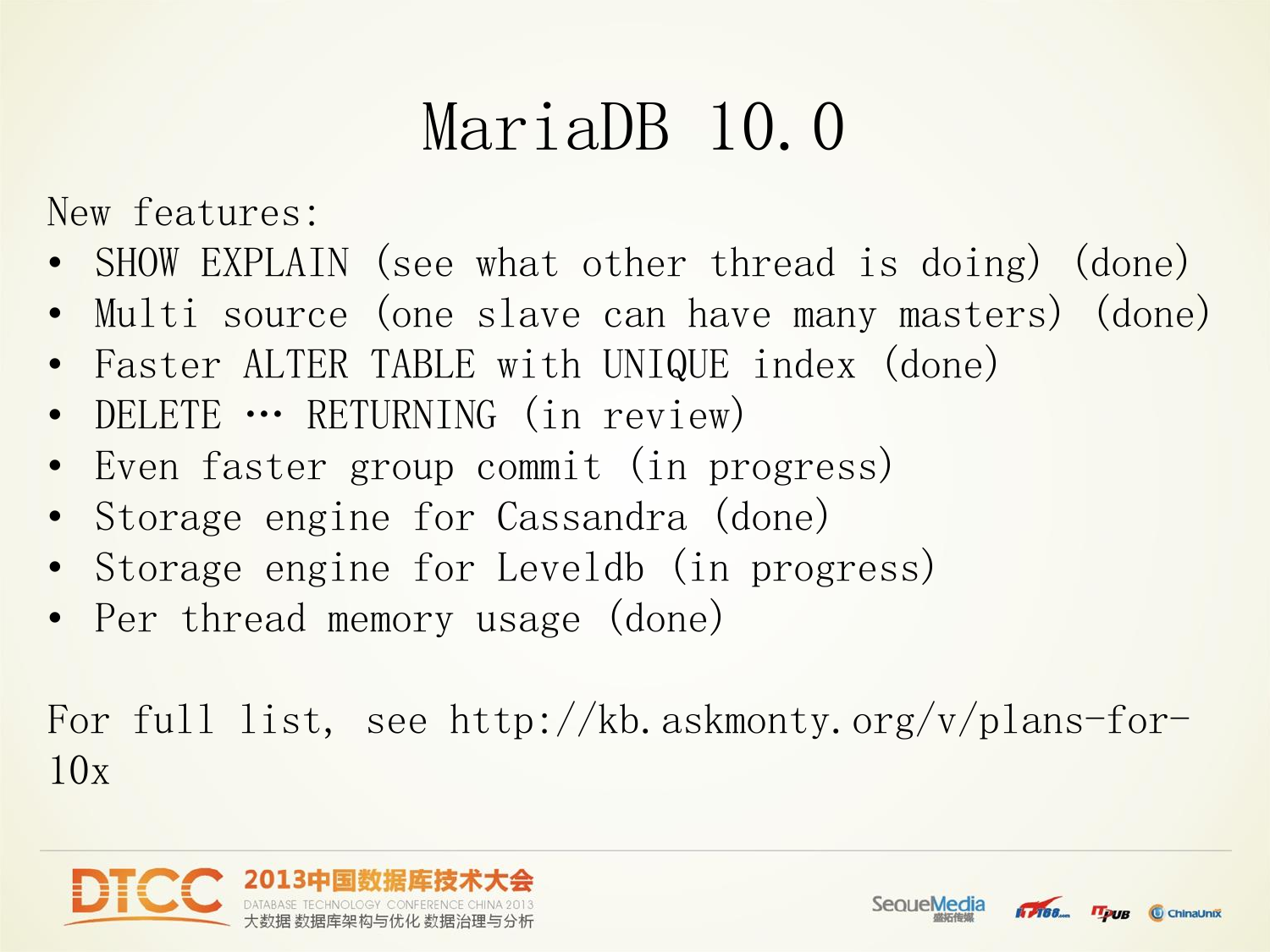# MariaDB 10.0

New features:

- SHOW EXPLAIN (see what other thread is doing) (done)
- Multi source (one slave can have many masters) (done)
- Faster ALTER TABLE with UNIQUE index (done)
- DELETE … RETURNING (in review)
- Even faster group commit (in progress)
- Storage engine for Cassandra (done)
- Storage engine for Leveldb (in progress)
- Per thread memory usage (done)

For full list, see http://kb.askmonty.org/v/plans-for-10x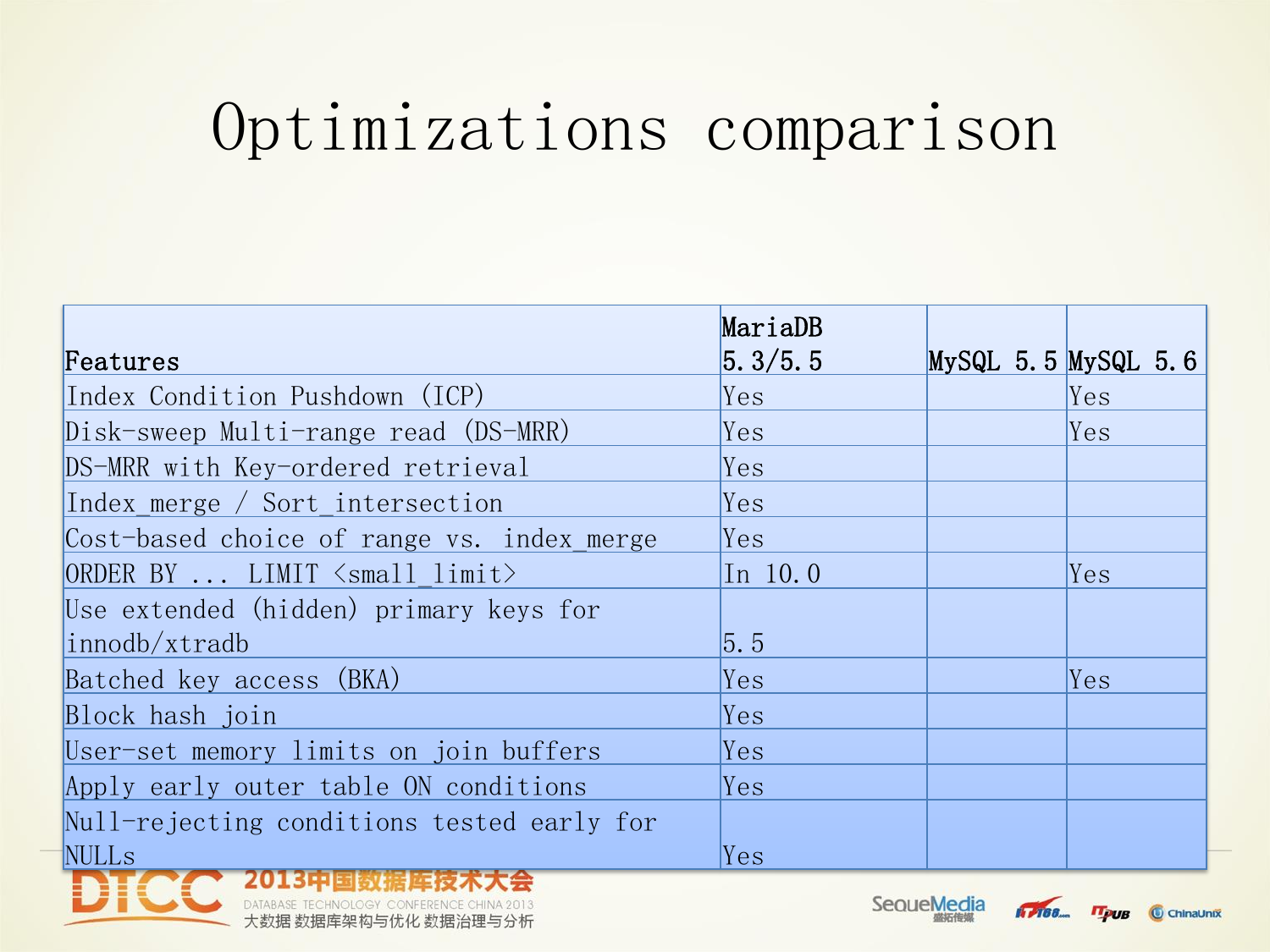# Optimizations comparison

| Features | MariaDB 5.3/5.5 | MySQL 5.5 | MySQL 5.6 |
| --- | --- | --- | --- |
| Index Condition Pushdown (ICP) | Yes | | Yes |
| Disk-sweep Multi-range read (DS-MRR) | Yes | | Yes |
| DS-MRR with Key-ordered retrieval | Yes | | |
| Index_merge / Sort_intersection | Yes | | |
| Cost-based choice of range vs. index_merge | Yes | | |
| ORDER BY ... LIMIT <small_limit> | In 10.0 | | Yes |
| Use extended (hidden) primary keys for innodb/xtradb | 5.5 | | |
| Batched key access (BKA) | Yes | | Yes |
| Block hash join | Yes | | |
| User-set memory limits on join buffers | Yes | | |
| Apply early outer table ON conditions | Yes | | |
| Null-rejecting conditions tested early for NULLs | Yes | | |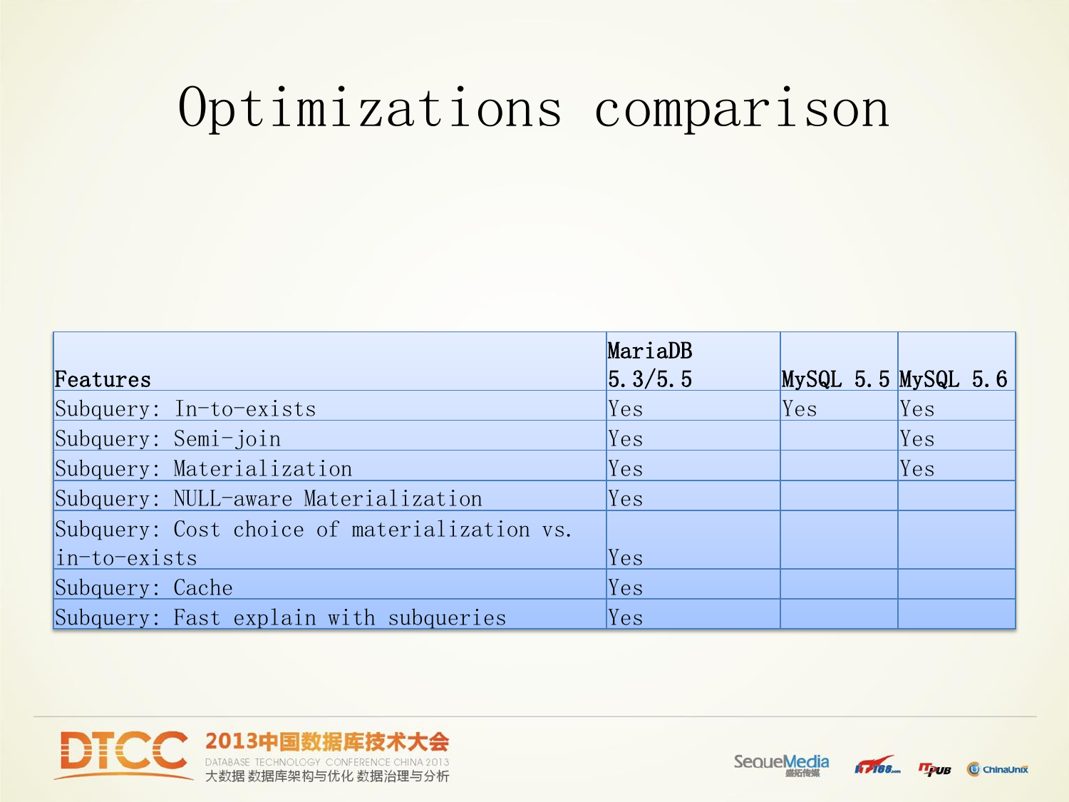# Optimizations comparison

| Features | MariaDB 5.3/5.5 | MySQL 5.5 | MySQL 5.6 |
|---|---|---|---|
| Subquery: In-to-exists | Yes | Yes | Yes |
| Subquery: Semi-join | Yes | | Yes |
| Subquery: Materialization | Yes | | Yes |
| Subquery: NULL-aware Materialization | Yes | | |
| Subquery: Cost choice of materialization vs. in-to-exists | Yes | | |
| Subquery: Cache | Yes | | |
| Subquery: Fast explain with subqueries | Yes | | |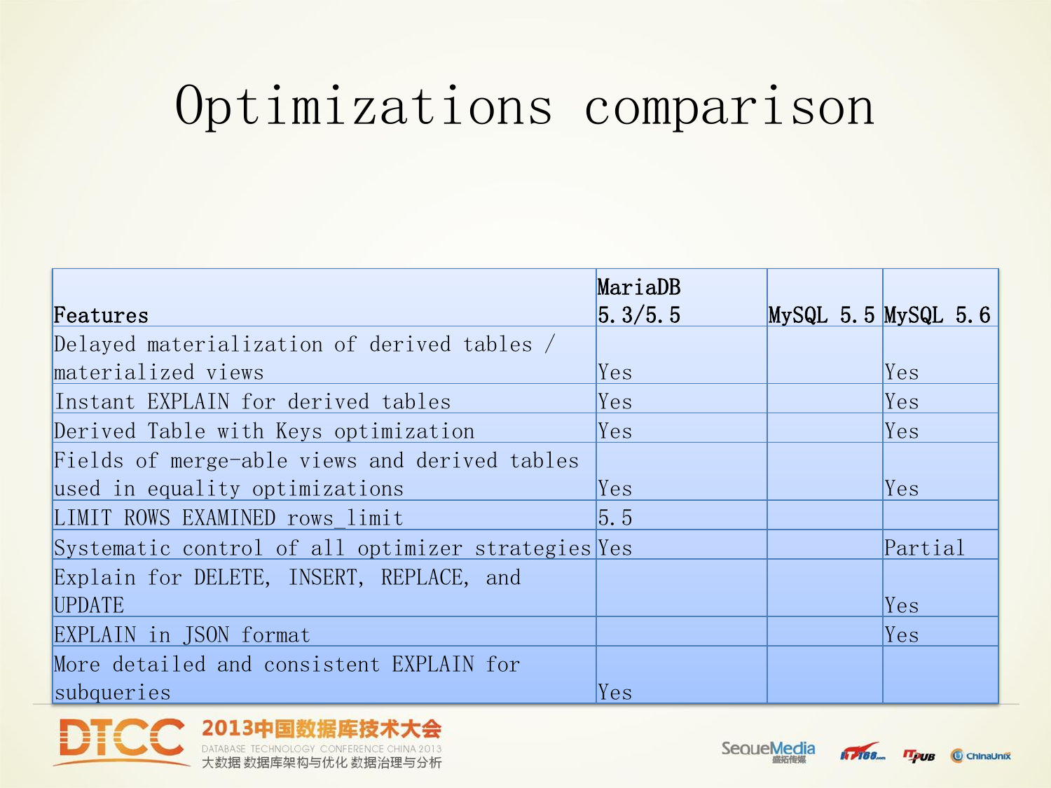# Optimizations comparison

| Features | MariaDB 5.3/5.5 | MySQL 5.5 | MySQL 5.6 |
|---|---|---|---|
| Delayed materialization of derived tables / materialized views | Yes | | Yes |
| Instant EXPLAIN for derived tables | Yes | | Yes |
| Derived Table with Keys optimization | Yes | | Yes |
| Fields of merge-able views and derived tables used in equality optimizations | Yes | | Yes |
| LIMIT ROWS EXAMINED rows_limit | 5.5 | | |
| Systematic control of all optimizer strategies | Yes | | Partial |
| Explain for DELETE, INSERT, REPLACE, and UPDATE | | | Yes |
| EXPLAIN in JSON format | | | Yes |
| More detailed and consistent EXPLAIN for subqueries | Yes | | |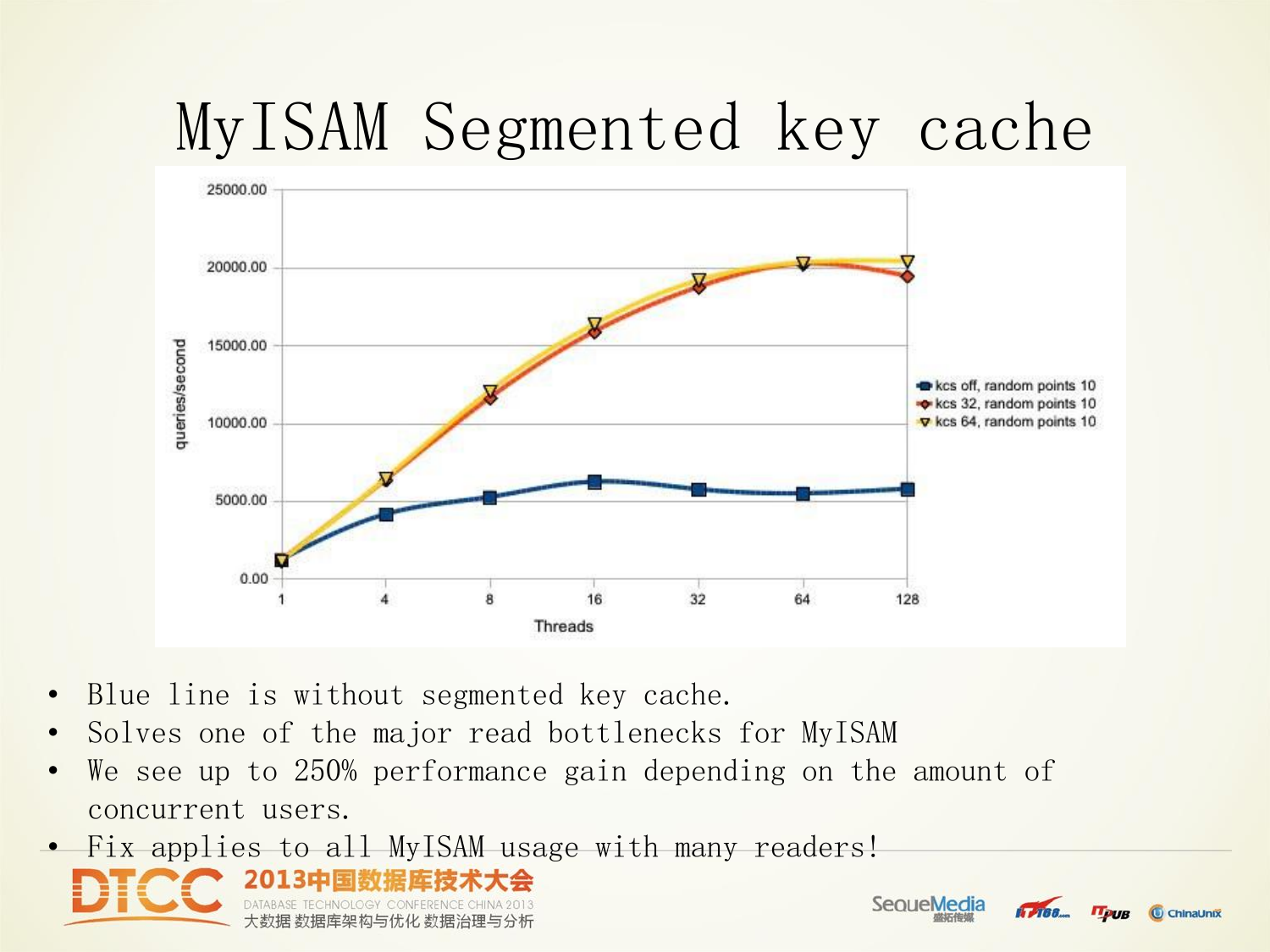# MyISAM Segmented key cache

- Blue line is without segmented key cache.
- Solves one of the major read bottlenecks for MyISAM
- We see up to 250% performance gain depending on the amount of concurrent users.
- Fix applies to all MyISAM usage with many readers!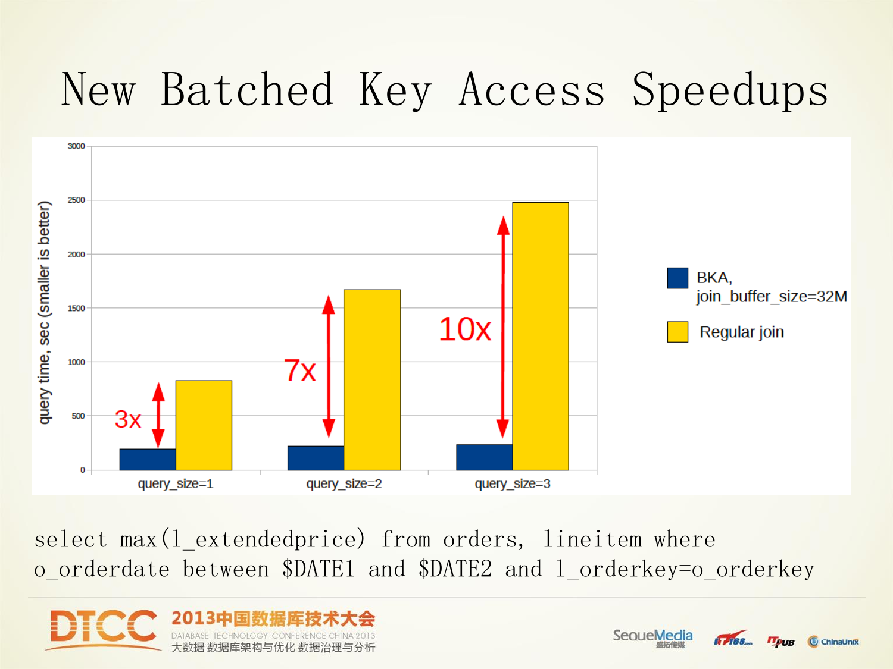# New Batched Key Access Speedups

query time, sec (smaller is better)

| | BKA, join_buffer_size=32M | Regular join | Speedup |
|---|---|---|---|
| query_size=1 | | | 3x |
| query_size=2 | | | 7x |
| query_size=3 | | | 10x |

```
select max(l_extendedprice) from orders, lineitem where
o_orderdate between $DATE1 and $DATE2 and l_orderkey=o_orderkey
```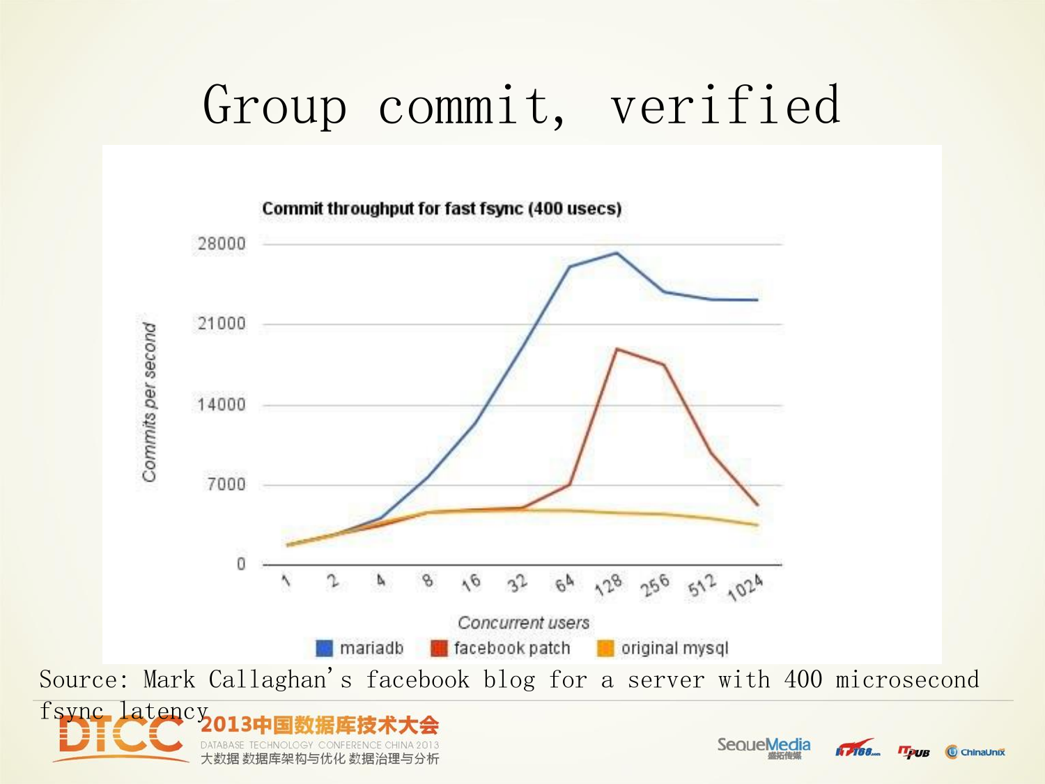# Group commit, verified

**Commit throughput for fast fsync (400 usecs)**

Commits per second (0, 7000, 14000, 21000, 28000) vs. Concurrent users (1, 2, 4, 8, 16, 32, 64, 128, 256, 512, 1024)

Legend: mariadb, facebook patch, original mysql

Source: Mark Callaghan's facebook blog for a server with 400 microsecond fsync latency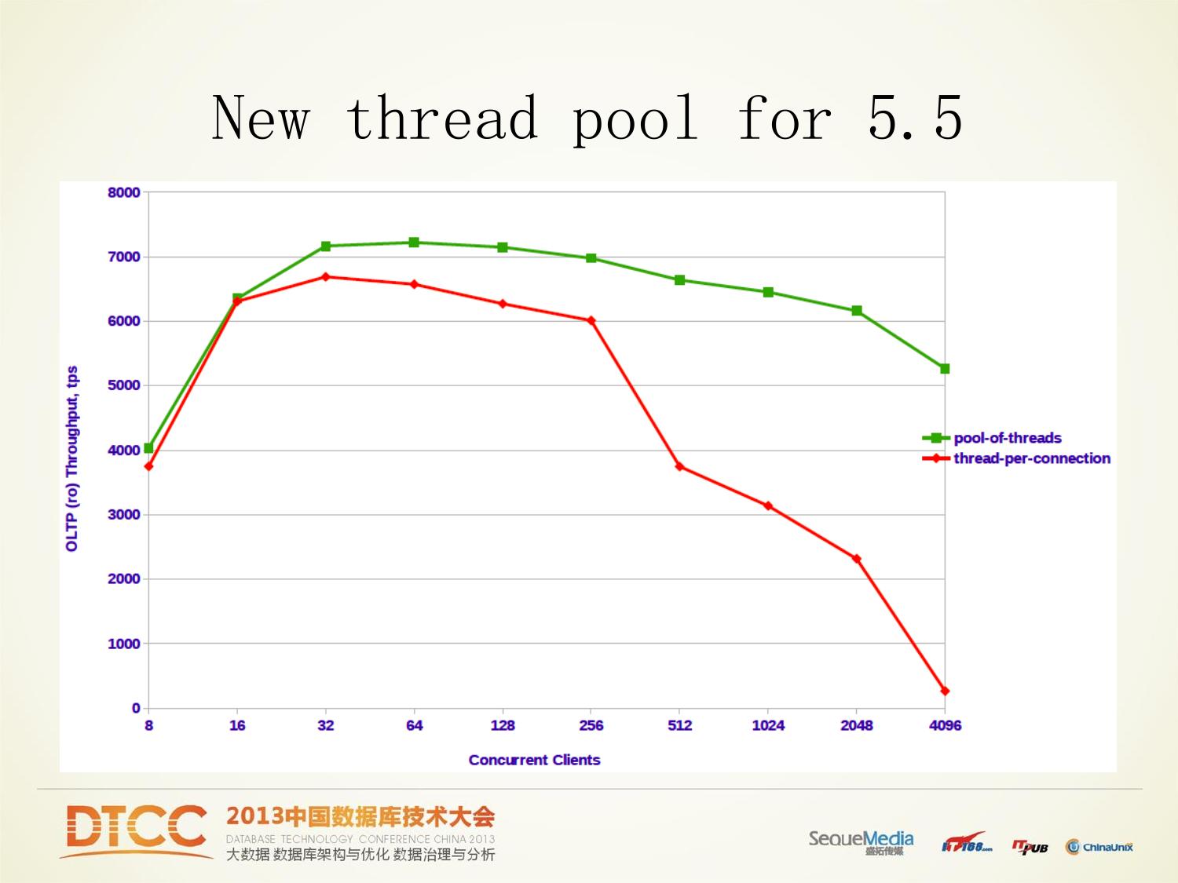# New thread pool for 5.5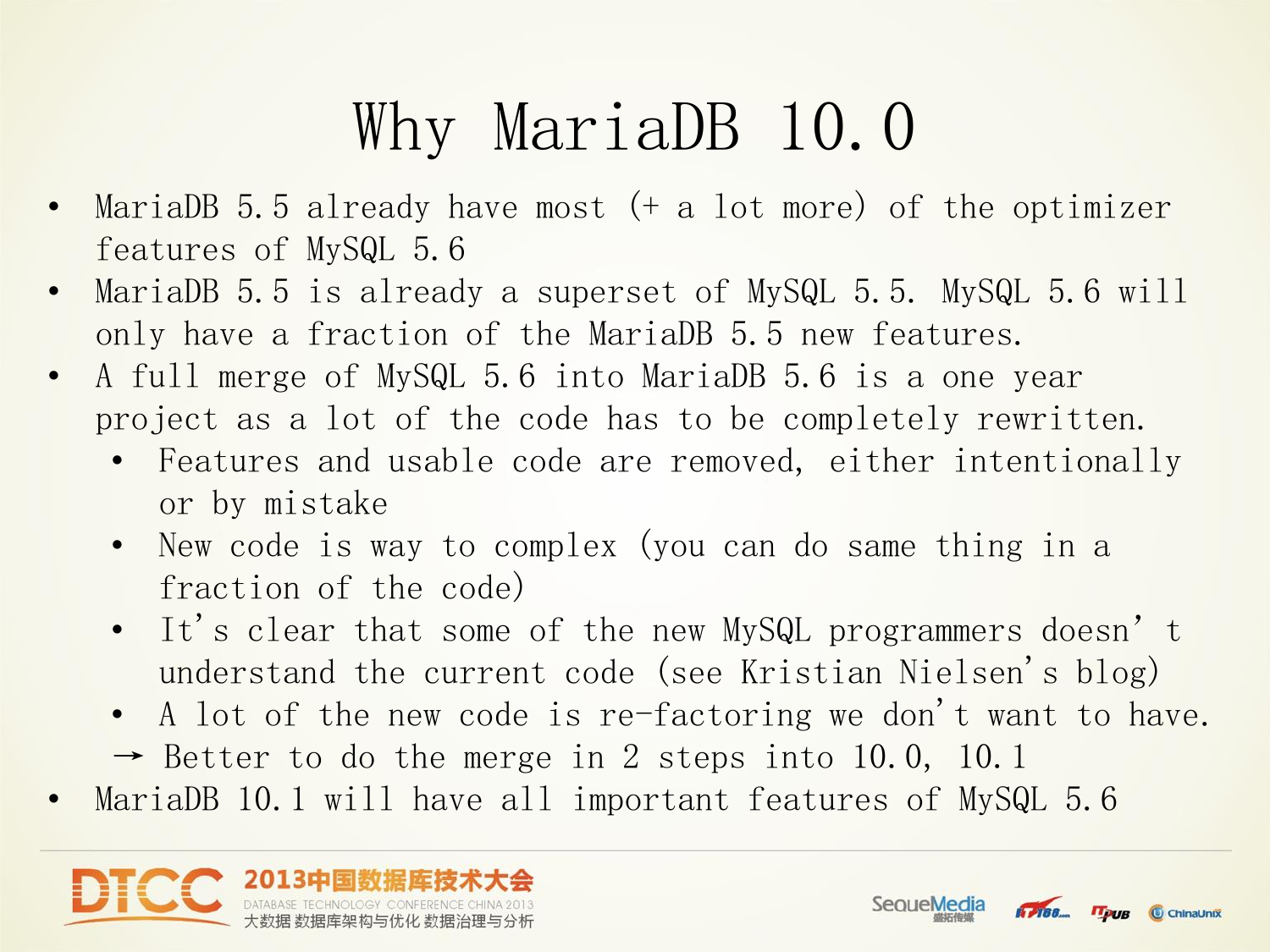# Why MariaDB 10.0

- MariaDB 5.5 already have most (+ a lot more) of the optimizer features of MySQL 5.6
- MariaDB 5.5 is already a superset of MySQL 5.5. MySQL 5.6 will only have a fraction of the MariaDB 5.5 new features.
- A full merge of MySQL 5.6 into MariaDB 5.6 is a one year project as a lot of the code has to be completely rewritten.
  - Features and usable code are removed, either intentionally or by mistake
  - New code is way to complex (you can do same thing in a fraction of the code)
  - It's clear that some of the new MySQL programmers doesn't understand the current code (see Kristian Nielsen's blog)
  - A lot of the new code is re-factoring we don't want to have.
  
  → Better to do the merge in 2 steps into 10.0, 10.1
- MariaDB 10.1 will have all important features of MySQL 5.6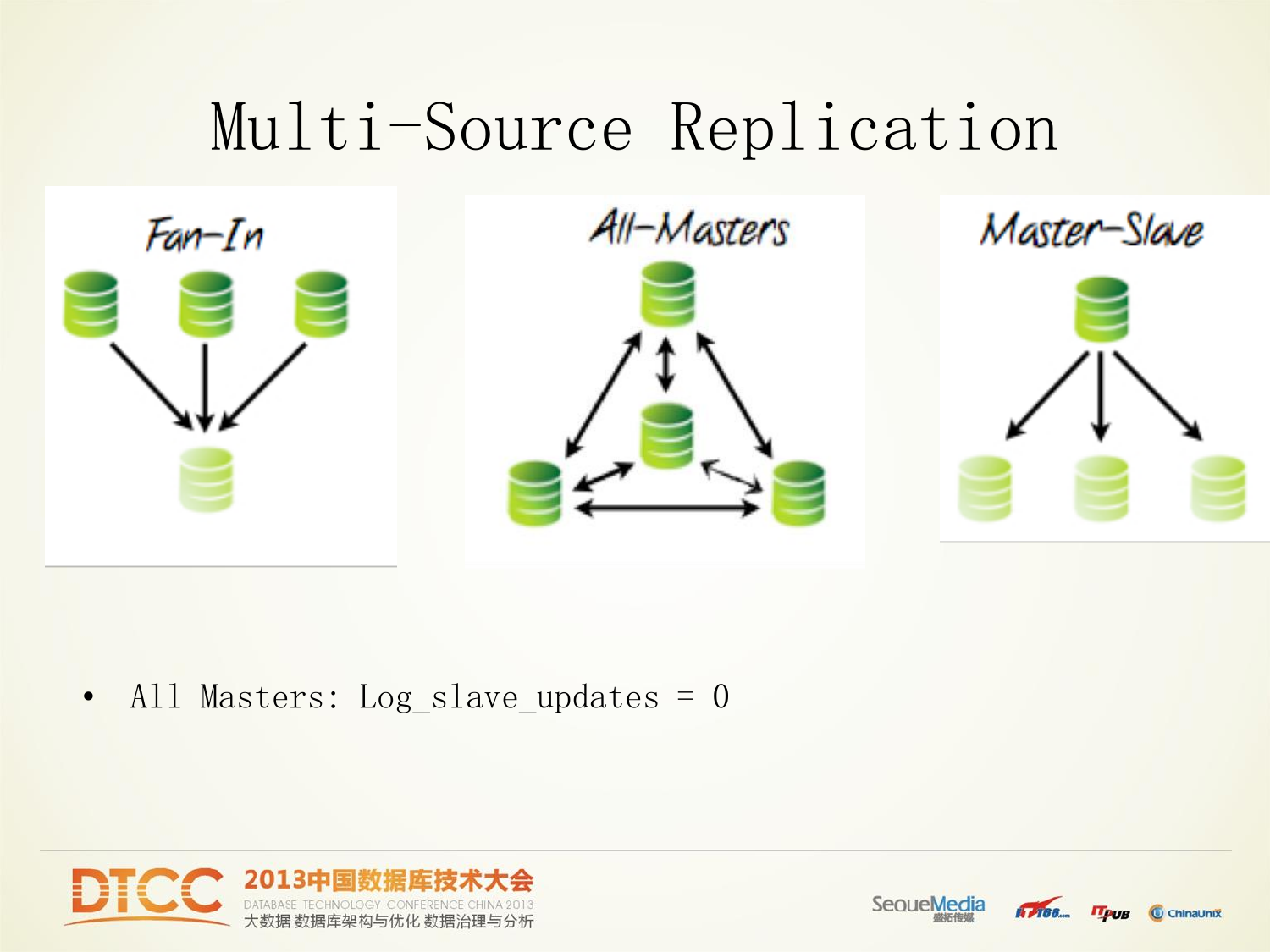# Multi-Source Replication

Fan-In

All-Masters

Master-Slave

- All Masters: Log_slave_updates = 0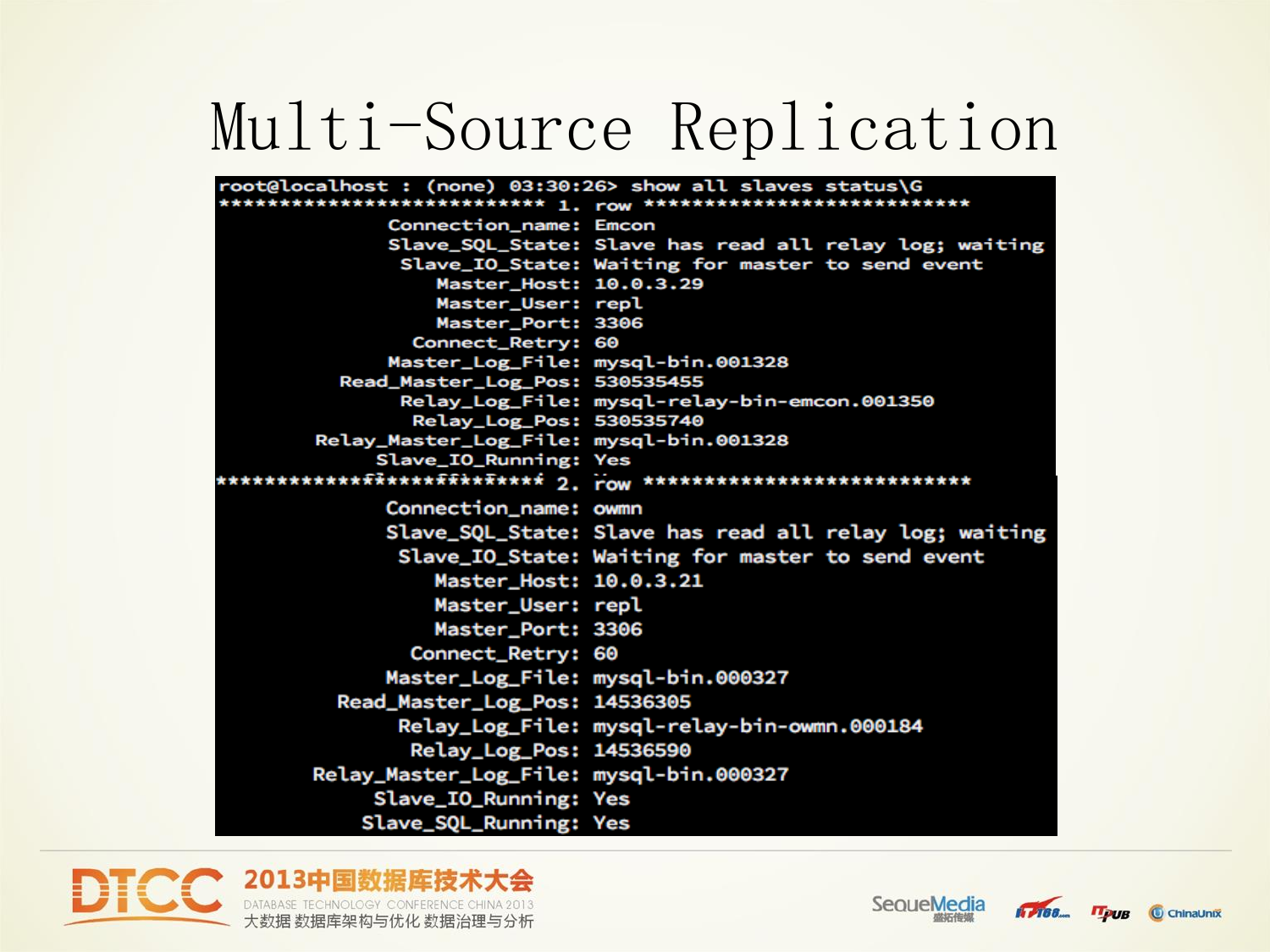# Multi-Source Replication

```
root@localhost : (none) 03:30:26> show all slaves status\G
*************************** 1. row ***************************
              Connection_name: Emcon
              Slave_SQL_State: Slave has read all relay log; waiting
               Slave_IO_State: Waiting for master to send event
                  Master_Host: 10.0.3.29
                  Master_User: repl
                  Master_Port: 3306
                Connect_Retry: 60
              Master_Log_File: mysql-bin.001328
          Read_Master_Log_Pos: 530535455
               Relay_Log_File: mysql-relay-bin-emcon.001350
                Relay_Log_Pos: 530535740
        Relay_Master_Log_File: mysql-bin.001328
             Slave_IO_Running: Yes
*************************** 2. row ***************************
              Connection_name: owmn
              Slave_SQL_State: Slave has read all relay log; waiting
               Slave_IO_State: Waiting for master to send event
                  Master_Host: 10.0.3.21
                  Master_User: repl
                  Master_Port: 3306
                Connect_Retry: 60
              Master_Log_File: mysql-bin.000327
          Read_Master_Log_Pos: 14536305
               Relay_Log_File: mysql-relay-bin-owmn.000184
                Relay_Log_Pos: 14536590
        Relay_Master_Log_File: mysql-bin.000327
             Slave_IO_Running: Yes
            Slave_SQL_Running: Yes
```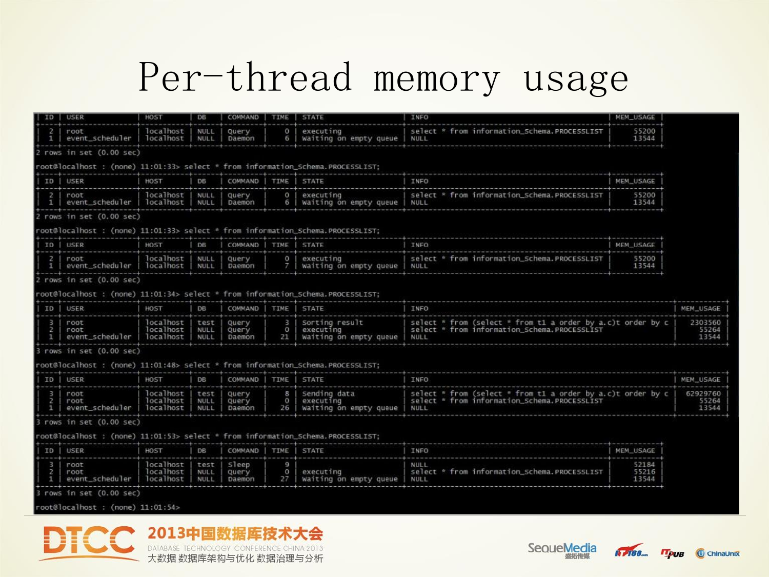# Per-thread memory usage

```
| ID | USER            | HOST      | DB   | COMMAND | TIME | STATE                  | INFO                                          | MEM_USAGE |
+----+-----------------+-----------+------+---------+------+------------------------+-----------------------------------------------+-----------+
|  2 | root            | localhost | NULL | Query   |    0 | executing              | select * from information_Schema.PROCESSLIST  |     55200 |
|  1 | event_scheduler | localhost | NULL | Daemon  |    6 | Waiting on empty queue | NULL                                          |     13544 |
+----+-----------------+-----------+------+---------+------+------------------------+-----------------------------------------------+-----------+
2 rows in set (0.00 sec)

root@localhost : (none) 11:01:33> select * from information_Schema.PROCESSLIST;
+----+-----------------+-----------+------+---------+------+------------------------+-----------------------------------------------+-----------+
| ID | USER            | HOST      | DB   | COMMAND | TIME | STATE                  | INFO                                          | MEM_USAGE |
+----+-----------------+-----------+------+---------+------+------------------------+-----------------------------------------------+-----------+
|  2 | root            | localhost | NULL | Query   |    0 | executing              | select * from information_Schema.PROCESSLIST  |     55200 |
|  1 | event_scheduler | localhost | NULL | Daemon  |    6 | Waiting on empty queue | NULL                                          |     13544 |
+----+-----------------+-----------+------+---------+------+------------------------+-----------------------------------------------+-----------+
2 rows in set (0.00 sec)

root@localhost : (none) 11:01:33> select * from information_Schema.PROCESSLIST;
+----+-----------------+-----------+------+---------+------+------------------------+-----------------------------------------------+-----------+
| ID | USER            | HOST      | DB   | COMMAND | TIME | STATE                  | INFO                                          | MEM_USAGE |
+----+-----------------+-----------+------+---------+------+------------------------+-----------------------------------------------+-----------+
|  2 | root            | localhost | NULL | Query   |    0 | executing              | select * from information_Schema.PROCESSLIST  |     55200 |
|  1 | event_scheduler | localhost | NULL | Daemon  |    7 | Waiting on empty queue | NULL                                          |     13544 |
+----+-----------------+-----------+------+---------+------+------------------------+-----------------------------------------------+-----------+
2 rows in set (0.00 sec)

root@localhost : (none) 11:01:34> select * from information_Schema.PROCESSLIST;
+----+-----------------+-----------+------+---------+------+------------------------+-----------------------------------------------------------------+-----------+
| ID | USER            | HOST      | DB   | COMMAND | TIME | STATE                  | INFO                                                            | MEM_USAGE |
+----+-----------------+-----------+------+---------+------+------------------------+-----------------------------------------------------------------+-----------+
|  3 | root            | localhost | test | Query   |    3 | Sorting result         | select * from (select * from t1 a order by a.c)t order by c     |   2303560 |
|  2 | root            | localhost | NULL | Query   |    0 | executing              | select * from information_Schema.PROCESSLIST                    |     55264 |
|  1 | event_scheduler | localhost | NULL | Daemon  |   21 | Waiting on empty queue | NULL                                                            |     13544 |
+----+-----------------+-----------+------+---------+------+------------------------+-----------------------------------------------------------------+-----------+
3 rows in set (0.00 sec)

root@localhost : (none) 11:01:48> select * from information_Schema.PROCESSLIST;
+----+-----------------+-----------+------+---------+------+------------------------+-----------------------------------------------------------------+-----------+
| ID | USER            | HOST      | DB   | COMMAND | TIME | STATE                  | INFO                                                            | MEM_USAGE |
+----+-----------------+-----------+------+---------+------+------------------------+-----------------------------------------------------------------+-----------+
|  3 | root            | localhost | test | Query   |    8 | Sending data           | select * from (select * from t1 a order by a.c)t order by c     |  62929760 |
|  2 | root            | localhost | NULL | Query   |    0 | executing              | select * from information_Schema.PROCESSLIST                    |     55264 |
|  1 | event_scheduler | localhost | NULL | Daemon  |   26 | Waiting on empty queue | NULL                                                            |     13544 |
+----+-----------------+-----------+------+---------+------+------------------------+-----------------------------------------------------------------+-----------+
3 rows in set (0.00 sec)

root@localhost : (none) 11:01:53> select * from information_Schema.PROCESSLIST;
+----+-----------------+-----------+------+---------+------+------------------------+-----------------------------------------------+-----------+
| ID | USER            | HOST      | DB   | COMMAND | TIME | STATE                  | INFO                                          | MEM_USAGE |
+----+-----------------+-----------+------+---------+------+------------------------+-----------------------------------------------+-----------+
|  3 | root            | localhost | test | Sleep   |    9 |                        | NULL                                          |     52184 |
|  2 | root            | localhost | NULL | Query   |    0 | executing              | select * from information_Schema.PROCESSLIST  |     55216 |
|  1 | event_scheduler | localhost | NULL | Daemon  |   27 | Waiting on empty queue | NULL                                          |     13544 |
+----+-----------------+-----------+------+---------+------+------------------------+-----------------------------------------------+-----------+
3 rows in set (0.00 sec)

root@localhost : (none) 11:01:54>
```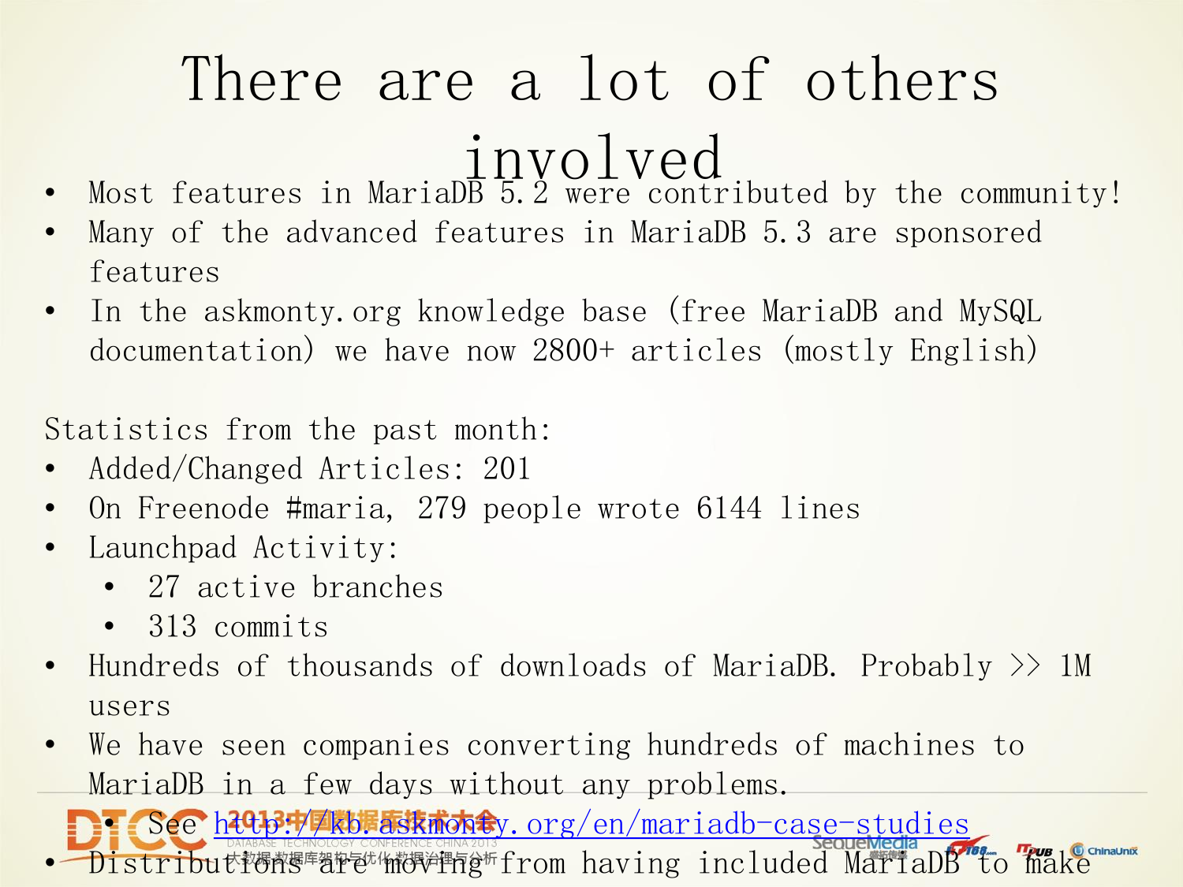# There are a lot of others involved

- Most features in MariaDB 5.2 were contributed by the community!
- Many of the advanced features in MariaDB 5.3 are sponsored features
- In the askmonty.org knowledge base (free MariaDB and MySQL documentation) we have now 2800+ articles (mostly English)

Statistics from the past month:

- Added/Changed Articles: 201
- On Freenode #maria, 279 people wrote 6144 lines
- Launchpad Activity:
  - 27 active branches
  - 313 commits
- Hundreds of thousands of downloads of MariaDB. Probably >> 1M users
- We have seen companies converting hundreds of machines to MariaDB in a few days without any problems.
  - See http://kb.askmonty.org/en/mariadb-case-studies
- Distributions are moving from having included MariaDB to make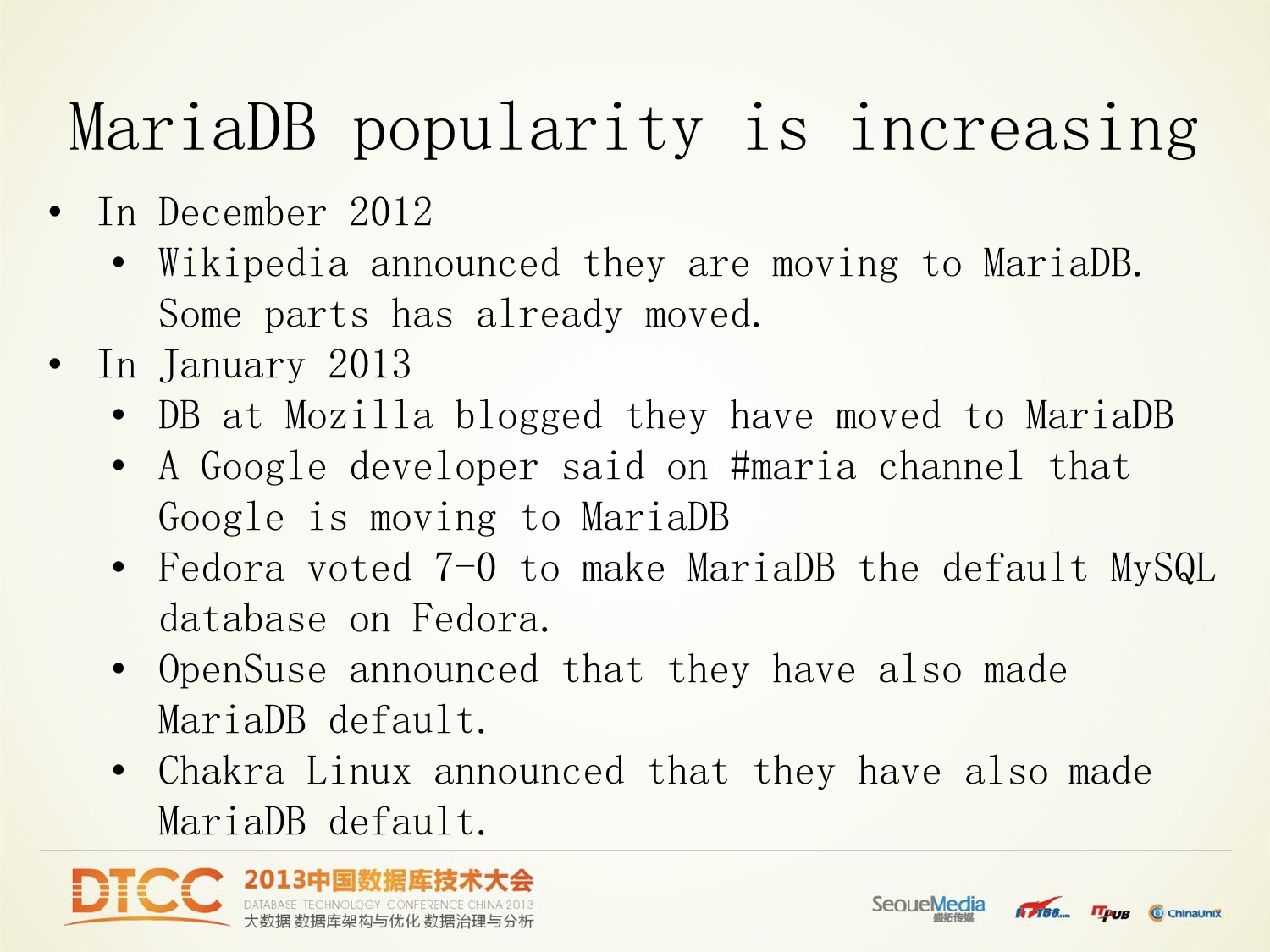# MariaDB popularity is increasing

- In December 2012
  - Wikipedia announced they are moving to MariaDB. Some parts has already moved.
- In January 2013
  - DB at Mozilla blogged they have moved to MariaDB
  - A Google developer said on #maria channel that Google is moving to MariaDB
  - Fedora voted 7-0 to make MariaDB the default MySQL database on Fedora.
  - OpenSuse announced that they have also made MariaDB default.
  - Chakra Linux announced that they have also made MariaDB default.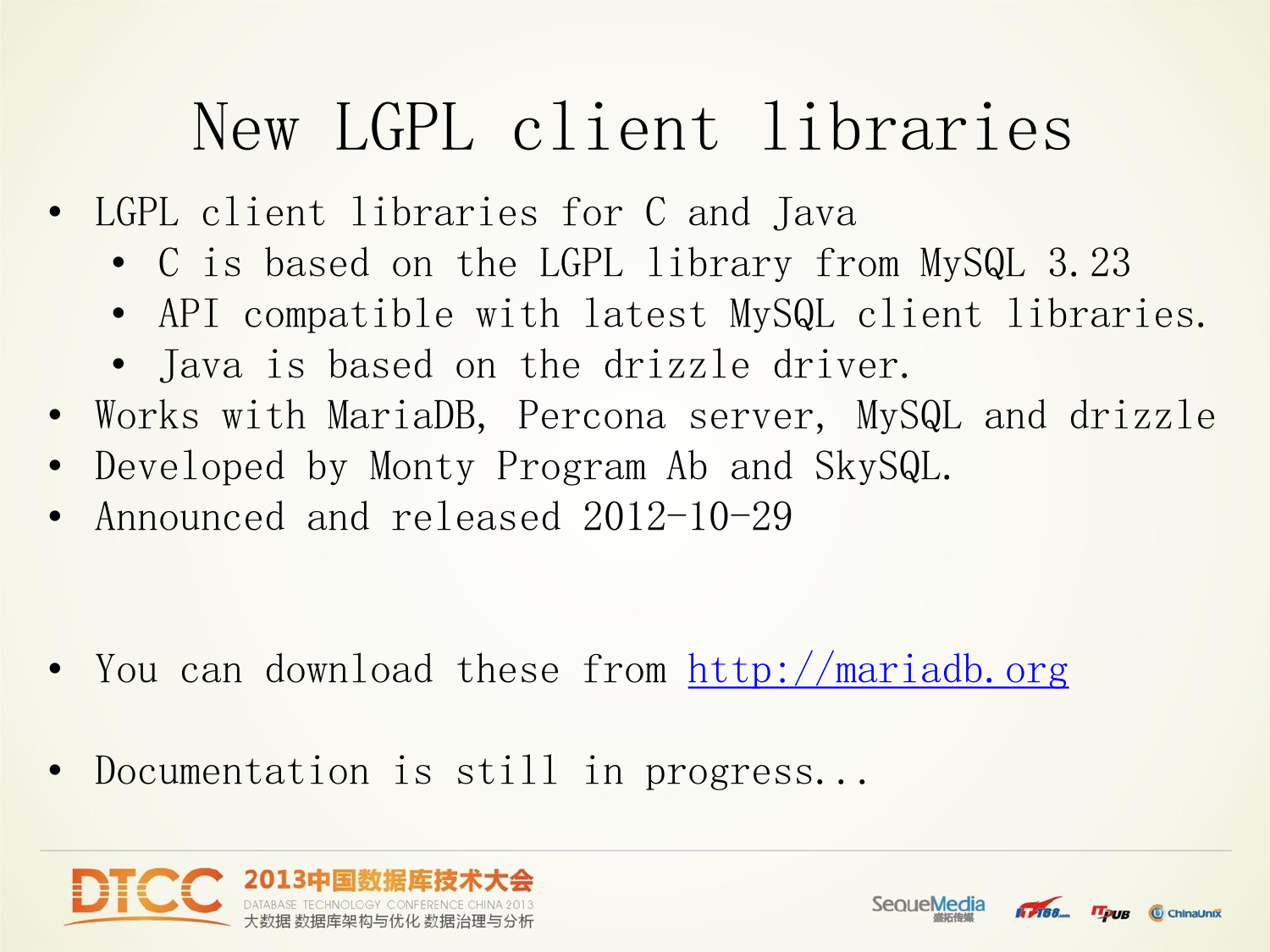# New LGPL client libraries

- LGPL client libraries for C and Java
  - C is based on the LGPL library from MySQL 3.23
  - API compatible with latest MySQL client libraries.
  - Java is based on the drizzle driver.
- Works with MariaDB, Percona server, MySQL and drizzle
- Developed by Monty Program Ab and SkySQL.
- Announced and released 2012-10-29

- You can download these from [http://mariadb.org](http://mariadb.org)

- Documentation is still in progress...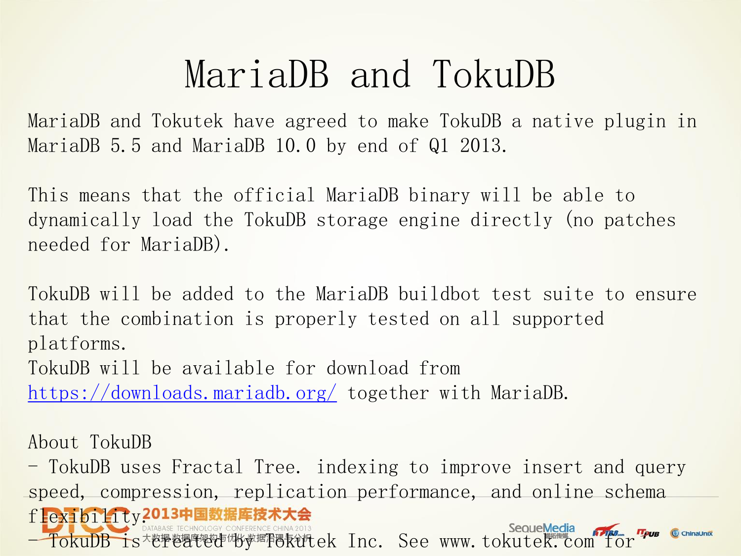# MariaDB and TokuDB

MariaDB and Tokutek have agreed to make TokuDB a native plugin in MariaDB 5.5 and MariaDB 10.0 by end of Q1 2013.

This means that the official MariaDB binary will be able to dynamically load the TokuDB storage engine directly (no patches needed for MariaDB).

TokuDB will be added to the MariaDB buildbot test suite to ensure that the combination is properly tested on all supported platforms.
TokuDB will be available for download from https://downloads.mariadb.org/ together with MariaDB.

About TokuDB
- TokuDB uses Fractal Tree. indexing to improve insert and query speed, compression, replication performance, and online schema flexibility.
- TokuDB is created by Tokutek Inc. See www.tokutek.com for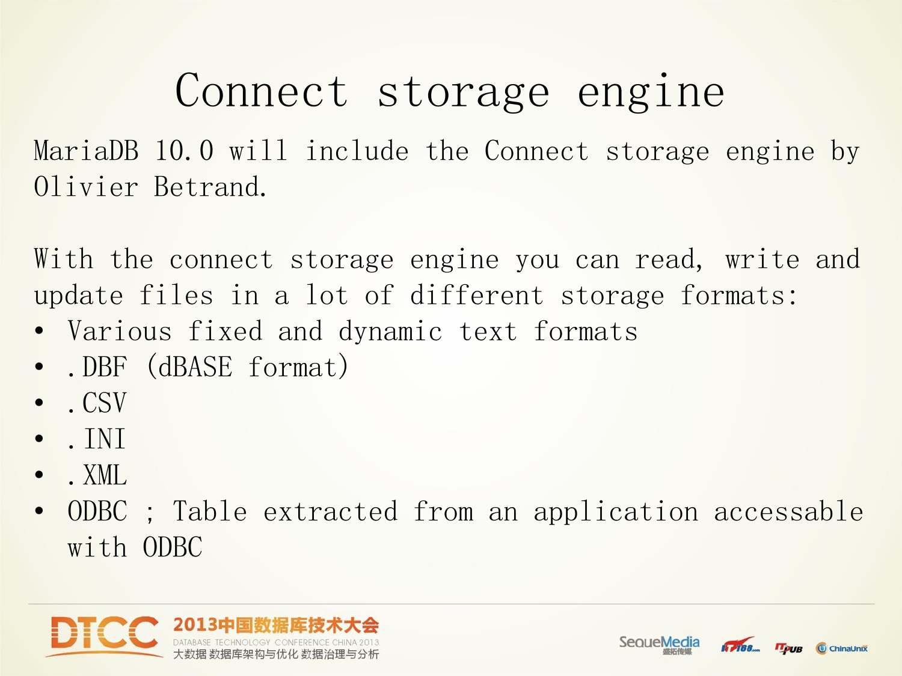# Connect storage engine

MariaDB 10.0 will include the Connect storage engine by Olivier Betrand.

With the connect storage engine you can read, write and update files in a lot of different storage formats:

- Various fixed and dynamic text formats
- .DBF (dBASE format)
- .CSV
- .INI
- .XML
- ODBC ; Table extracted from an application accessable with ODBC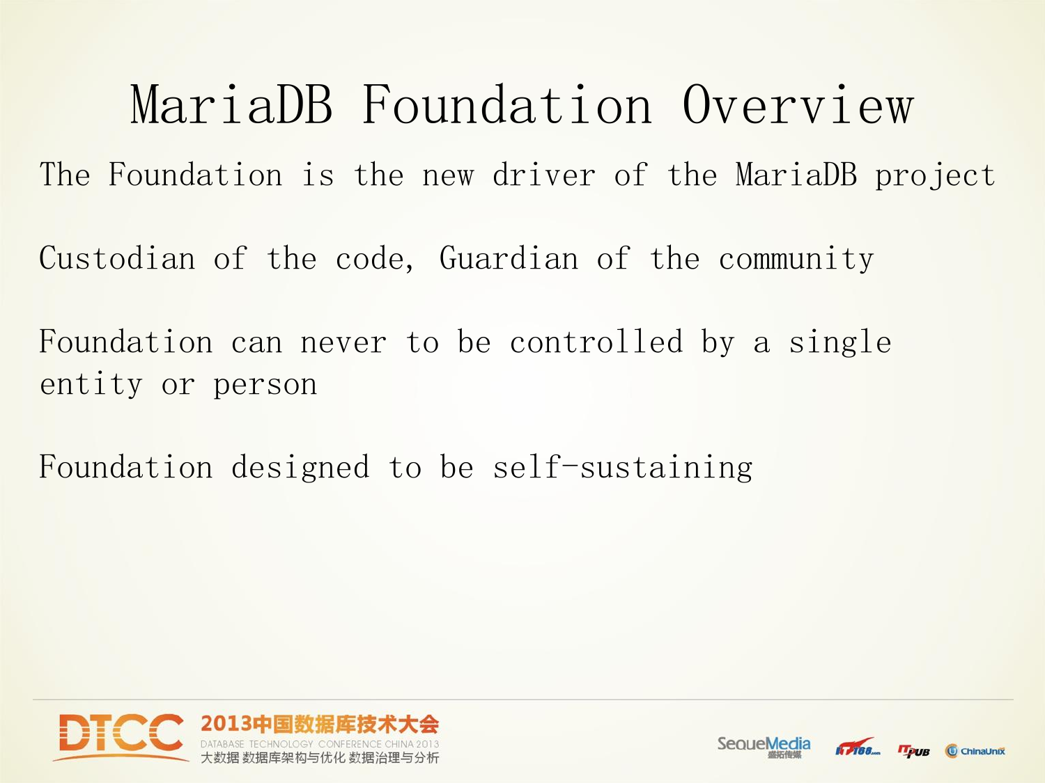# MariaDB Foundation Overview

The Foundation is the new driver of the MariaDB project

Custodian of the code, Guardian of the community

Foundation can never to be controlled by a single entity or person

Foundation designed to be self-sustaining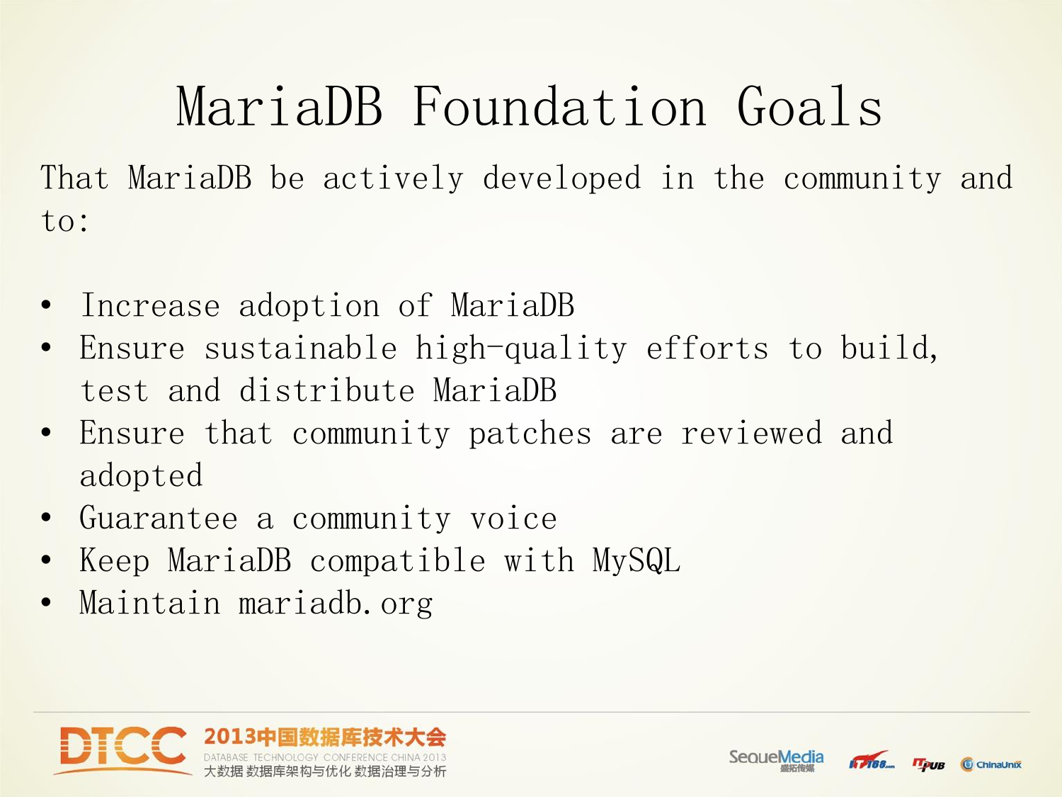# MariaDB Foundation Goals

That MariaDB be actively developed in the community and to:

- Increase adoption of MariaDB
- Ensure sustainable high-quality efforts to build, test and distribute MariaDB
- Ensure that community patches are reviewed and adopted
- Guarantee a community voice
- Keep MariaDB compatible with MySQL
- Maintain mariadb.org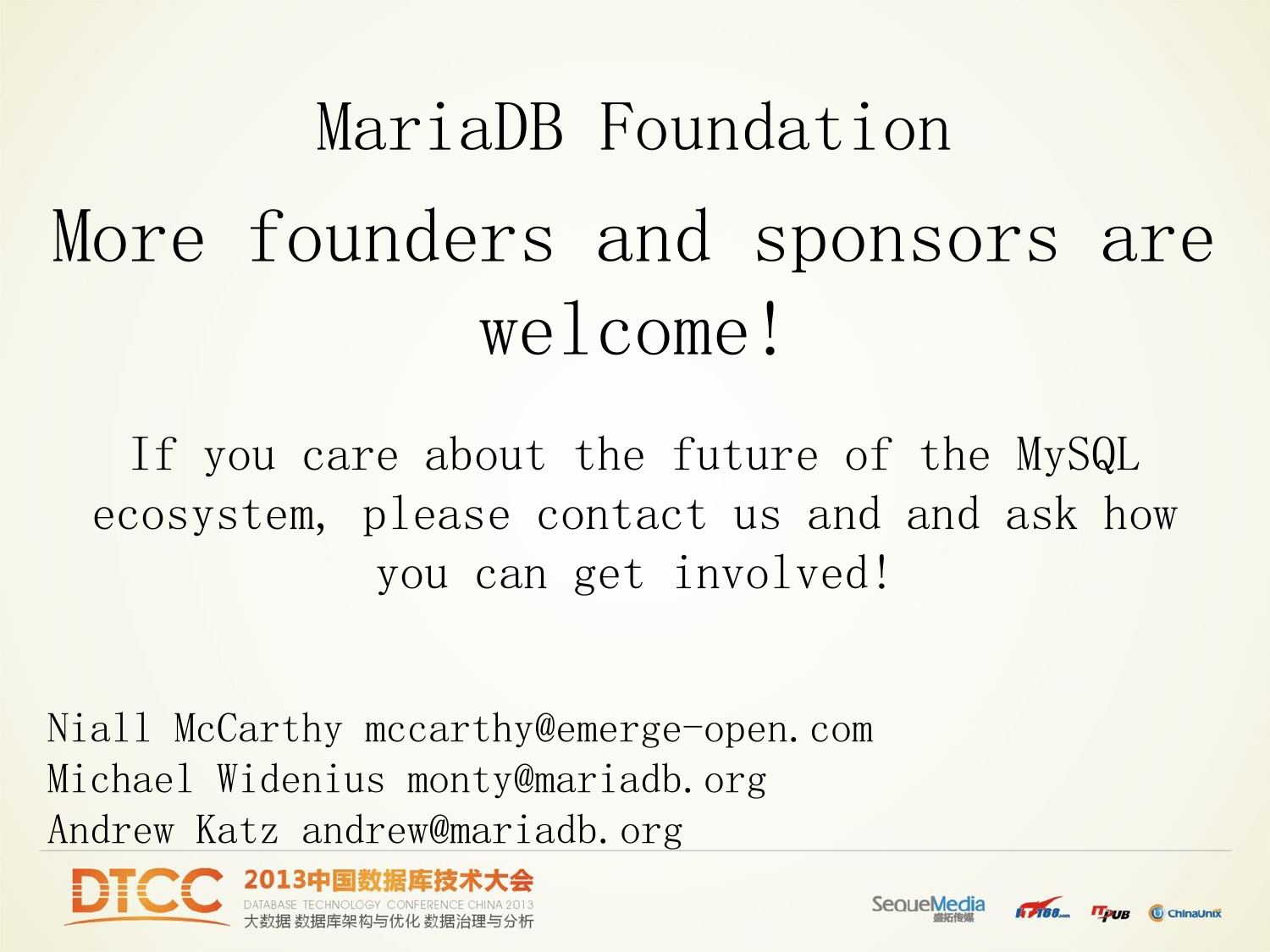# MariaDB Foundation

## More founders and sponsors are welcome!

If you care about the future of the MySQL ecosystem, please contact us and and ask how you can get involved!

Niall McCarthy mccarthy@emerge-open.com
Michael Widenius monty@mariadb.org
Andrew Katz andrew@mariadb.org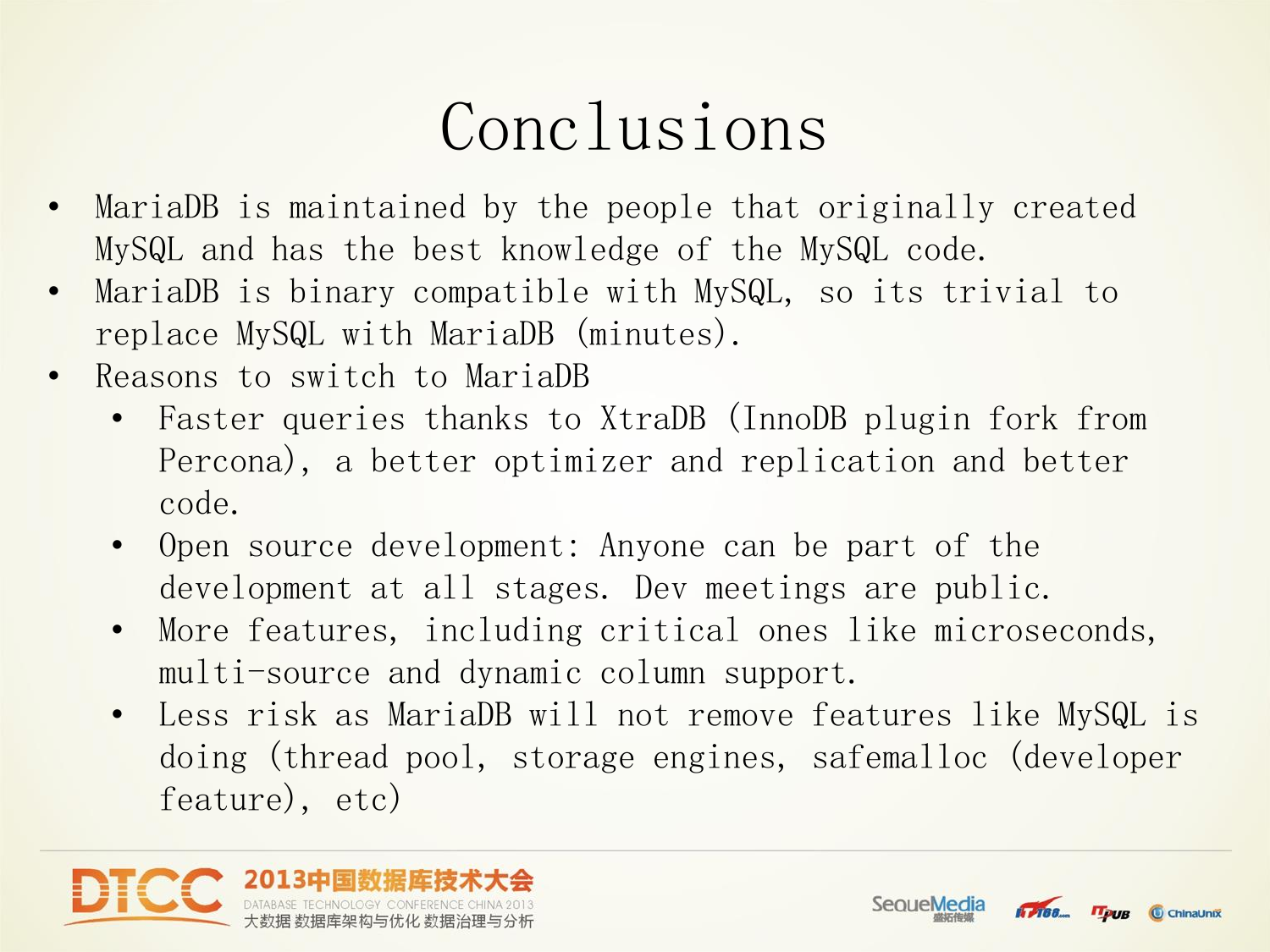# Conclusions

- MariaDB is maintained by the people that originally created MySQL and has the best knowledge of the MySQL code.
- MariaDB is binary compatible with MySQL, so its trivial to replace MySQL with MariaDB (minutes).
- Reasons to switch to MariaDB
  - Faster queries thanks to XtraDB (InnoDB plugin fork from Percona), a better optimizer and replication and better code.
  - Open source development: Anyone can be part of the development at all stages. Dev meetings are public.
  - More features, including critical ones like microseconds, multi-source and dynamic column support.
  - Less risk as MariaDB will not remove features like MySQL is doing (thread pool, storage engines, safemalloc (developer feature), etc)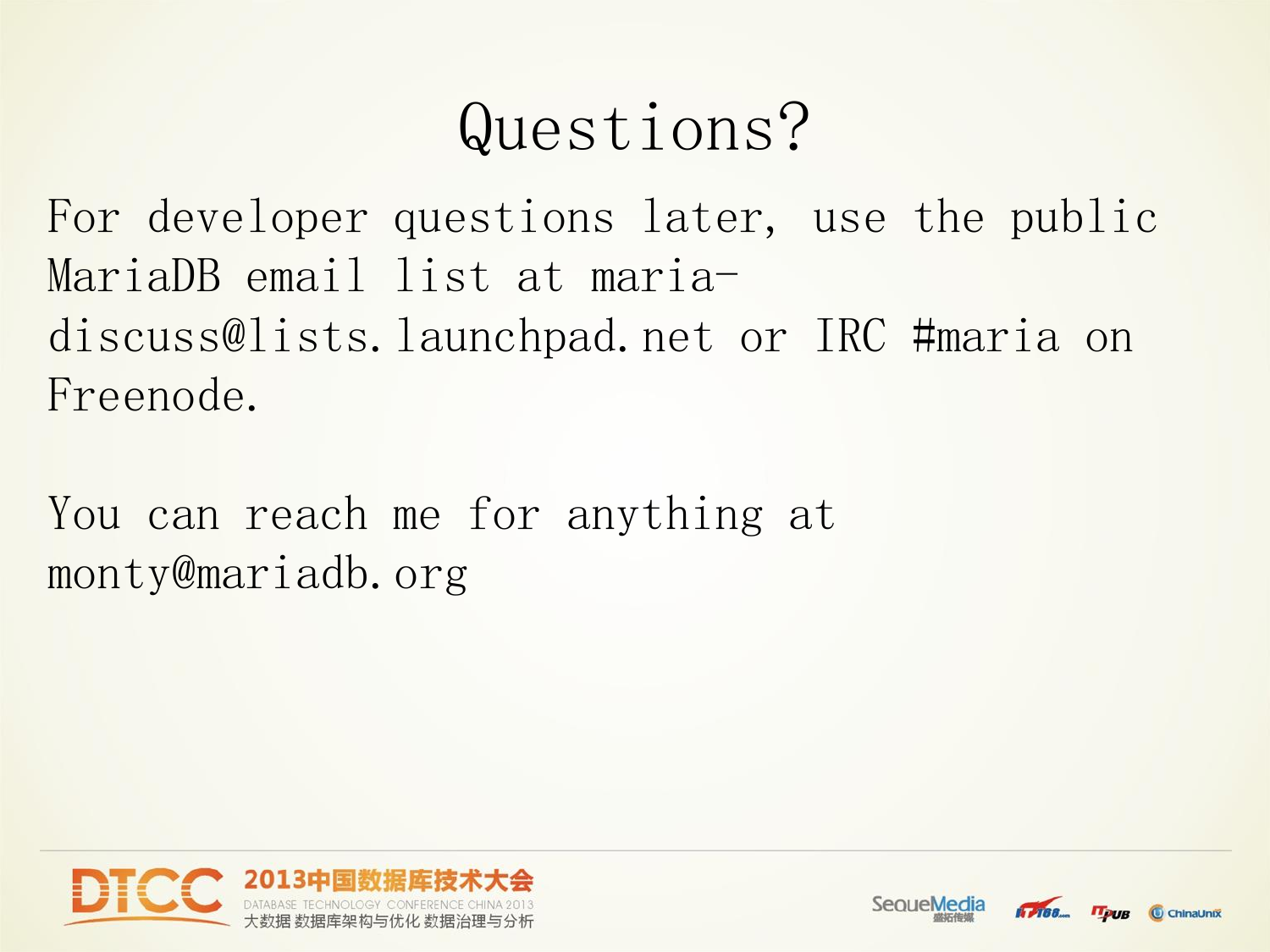# Questions?

For developer questions later, use the public MariaDB email list at maria-discuss@lists.launchpad.net or IRC #maria on Freenode.

You can reach me for anything at monty@mariadb.org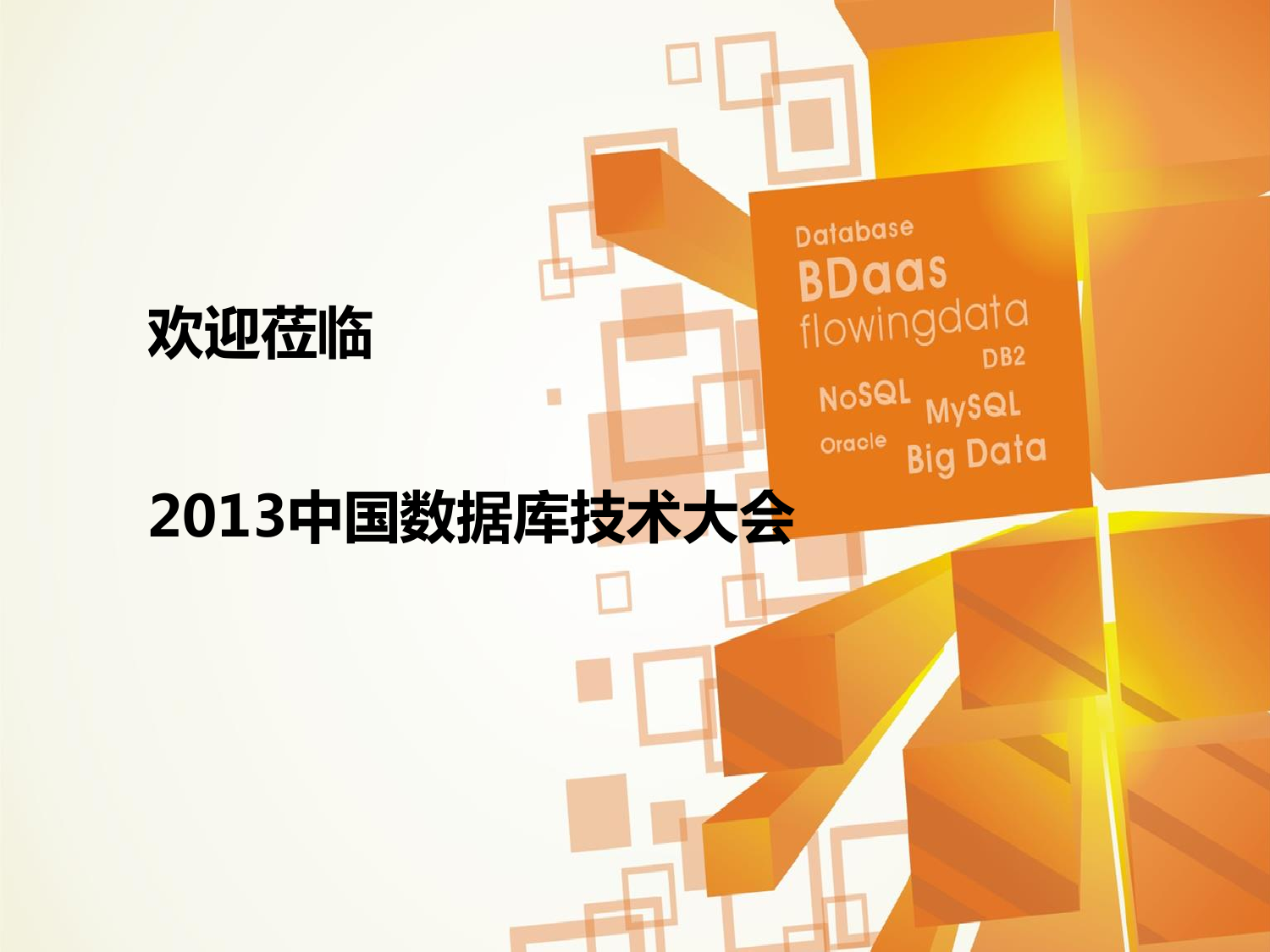欢迎莅临

2013中国数据库技术大会

Database
BDaas
flowingdata
DB2
NoSQL
MySQL
Oracle
Big Data